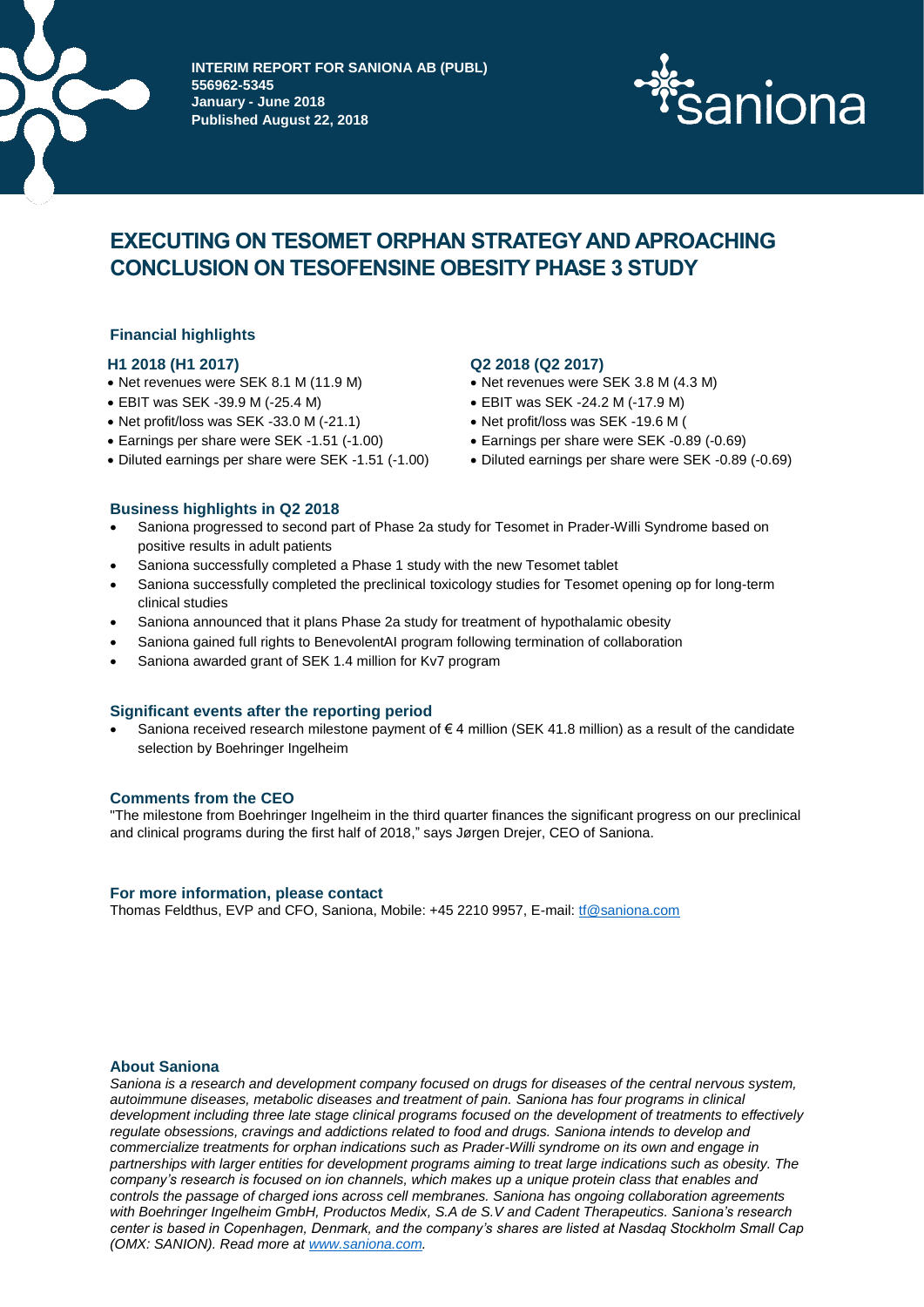**INTERIM REPORT FOR SANIONA AB (PUBL)**
**556962-5345**
**January - June 2018**
**Published August 22, 2018**

# EXECUTING ON TESOMET ORPHAN STRATEGY AND APROACHING CONCLUSION ON TESOFENSINE OBESITY PHASE 3 STUDY

## Financial highlights

### H1 2018 (H1 2017)

- Net revenues were SEK 8.1 M (11.9 M)
- EBIT was SEK -39.9 M (-25.4 M)
- Net profit/loss was SEK -33.0 M (-21.1)
- Earnings per share were SEK -1.51 (-1.00)
- Diluted earnings per share were SEK -1.51 (-1.00)

### Q2 2018 (Q2 2017)

- Net revenues were SEK 3.8 M (4.3 M)
- EBIT was SEK -24.2 M (-17.9 M)
- Net profit/loss was SEK -19.6 M (
- Earnings per share were SEK -0.89 (-0.69)
- Diluted earnings per share were SEK -0.89 (-0.69)

## Business highlights in Q2 2018

- Saniona progressed to second part of Phase 2a study for Tesomet in Prader-Willi Syndrome based on positive results in adult patients
- Saniona successfully completed a Phase 1 study with the new Tesomet tablet
- Saniona successfully completed the preclinical toxicology studies for Tesomet opening op for long-term clinical studies
- Saniona announced that it plans Phase 2a study for treatment of hypothalamic obesity
- Saniona gained full rights to BenevolentAI program following termination of collaboration
- Saniona awarded grant of SEK 1.4 million for Kv7 program

## Significant events after the reporting period

- Saniona received research milestone payment of € 4 million (SEK 41.8 million) as a result of the candidate selection by Boehringer Ingelheim

## Comments from the CEO

"The milestone from Boehringer Ingelheim in the third quarter finances the significant progress on our preclinical and clinical programs during the first half of 2018," says Jørgen Drejer, CEO of Saniona.

## For more information, please contact

Thomas Feldthus, EVP and CFO, Saniona, Mobile: +45 2210 9957, E-mail: tf@saniona.com

## About Saniona

*Saniona is a research and development company focused on drugs for diseases of the central nervous system, autoimmune diseases, metabolic diseases and treatment of pain. Saniona has four programs in clinical development including three late stage clinical programs focused on the development of treatments to effectively regulate obsessions, cravings and addictions related to food and drugs. Saniona intends to develop and commercialize treatments for orphan indications such as Prader-Willi syndrome on its own and engage in partnerships with larger entities for development programs aiming to treat large indications such as obesity. The company's research is focused on ion channels, which makes up a unique protein class that enables and controls the passage of charged ions across cell membranes. Saniona has ongoing collaboration agreements with Boehringer Ingelheim GmbH, Productos Medix, S.A de S.V and Cadent Therapeutics. Saniona's research center is based in Copenhagen, Denmark, and the company's shares are listed at Nasdaq Stockholm Small Cap (OMX: SANION). Read more at www.saniona.com.*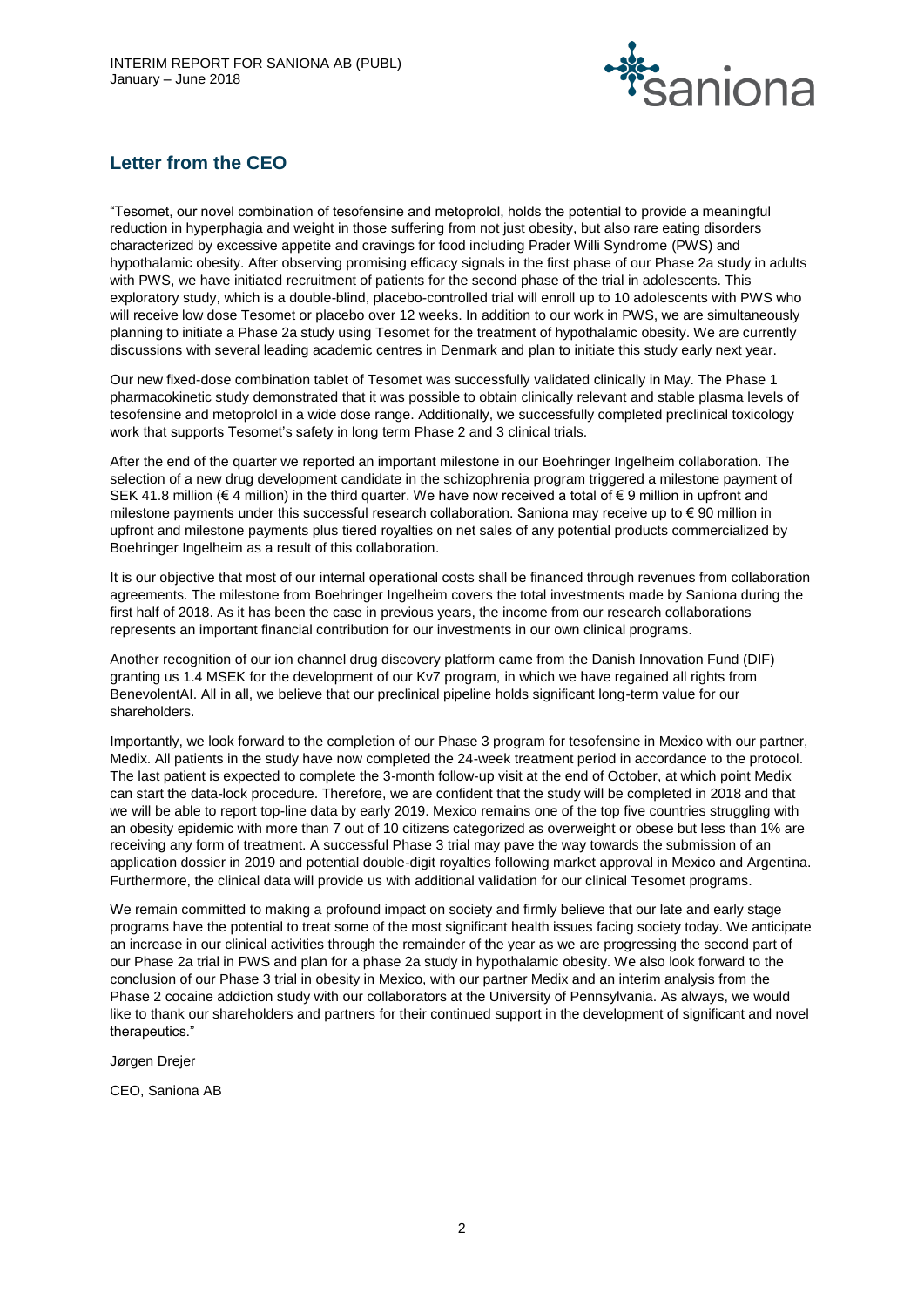## Letter from the CEO

"Tesomet, our novel combination of tesofensine and metoprolol, holds the potential to provide a meaningful reduction in hyperphagia and weight in those suffering from not just obesity, but also rare eating disorders characterized by excessive appetite and cravings for food including Prader Willi Syndrome (PWS) and hypothalamic obesity. After observing promising efficacy signals in the first phase of our Phase 2a study in adults with PWS, we have initiated recruitment of patients for the second phase of the trial in adolescents. This exploratory study, which is a double-blind, placebo-controlled trial will enroll up to 10 adolescents with PWS who will receive low dose Tesomet or placebo over 12 weeks. In addition to our work in PWS, we are simultaneously planning to initiate a Phase 2a study using Tesomet for the treatment of hypothalamic obesity. We are currently discussions with several leading academic centres in Denmark and plan to initiate this study early next year.

Our new fixed-dose combination tablet of Tesomet was successfully validated clinically in May. The Phase 1 pharmacokinetic study demonstrated that it was possible to obtain clinically relevant and stable plasma levels of tesofensine and metoprolol in a wide dose range. Additionally, we successfully completed preclinical toxicology work that supports Tesomet's safety in long term Phase 2 and 3 clinical trials.

After the end of the quarter we reported an important milestone in our Boehringer Ingelheim collaboration. The selection of a new drug development candidate in the schizophrenia program triggered a milestone payment of SEK 41.8 million (€ 4 million) in the third quarter. We have now received a total of € 9 million in upfront and milestone payments under this successful research collaboration. Saniona may receive up to € 90 million in upfront and milestone payments plus tiered royalties on net sales of any potential products commercialized by Boehringer Ingelheim as a result of this collaboration.

It is our objective that most of our internal operational costs shall be financed through revenues from collaboration agreements. The milestone from Boehringer Ingelheim covers the total investments made by Saniona during the first half of 2018. As it has been the case in previous years, the income from our research collaborations represents an important financial contribution for our investments in our own clinical programs.

Another recognition of our ion channel drug discovery platform came from the Danish Innovation Fund (DIF) granting us 1.4 MSEK for the development of our Kv7 program, in which we have regained all rights from BenevolentAI. All in all, we believe that our preclinical pipeline holds significant long-term value for our shareholders.

Importantly, we look forward to the completion of our Phase 3 program for tesofensine in Mexico with our partner, Medix. All patients in the study have now completed the 24-week treatment period in accordance to the protocol. The last patient is expected to complete the 3-month follow-up visit at the end of October, at which point Medix can start the data-lock procedure. Therefore, we are confident that the study will be completed in 2018 and that we will be able to report top-line data by early 2019. Mexico remains one of the top five countries struggling with an obesity epidemic with more than 7 out of 10 citizens categorized as overweight or obese but less than 1% are receiving any form of treatment. A successful Phase 3 trial may pave the way towards the submission of an application dossier in 2019 and potential double-digit royalties following market approval in Mexico and Argentina. Furthermore, the clinical data will provide us with additional validation for our clinical Tesomet programs.

We remain committed to making a profound impact on society and firmly believe that our late and early stage programs have the potential to treat some of the most significant health issues facing society today. We anticipate an increase in our clinical activities through the remainder of the year as we are progressing the second part of our Phase 2a trial in PWS and plan for a phase 2a study in hypothalamic obesity. We also look forward to the conclusion of our Phase 3 trial in obesity in Mexico, with our partner Medix and an interim analysis from the Phase 2 cocaine addiction study with our collaborators at the University of Pennsylvania. As always, we would like to thank our shareholders and partners for their continued support in the development of significant and novel therapeutics."

Jørgen Drejer

CEO, Saniona AB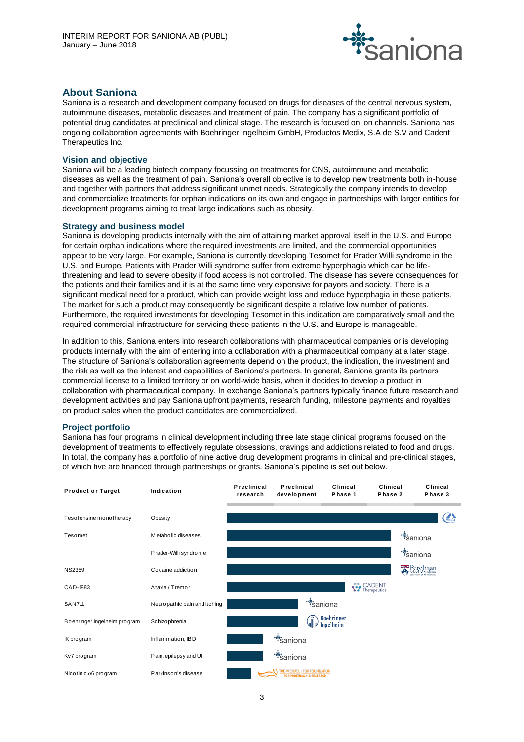## About Saniona

Saniona is a research and development company focused on drugs for diseases of the central nervous system, autoimmune diseases, metabolic diseases and treatment of pain. The company has a significant portfolio of potential drug candidates at preclinical and clinical stage. The research is focused on ion channels. Saniona has ongoing collaboration agreements with Boehringer Ingelheim GmbH, Productos Medix, S.A de S.V and Cadent Therapeutics Inc.

### Vision and objective

Saniona will be a leading biotech company focussing on treatments for CNS, autoimmune and metabolic diseases as well as the treatment of pain. Saniona's overall objective is to develop new treatments both in-house and together with partners that address significant unmet needs. Strategically the company intends to develop and commercialize treatments for orphan indications on its own and engage in partnerships with larger entities for development programs aiming to treat large indications such as obesity.

### Strategy and business model

Saniona is developing products internally with the aim of attaining market approval itself in the U.S. and Europe for certain orphan indications where the required investments are limited, and the commercial opportunities appear to be very large. For example, Saniona is currently developing Tesomet for Prader Willi syndrome in the U.S. and Europe. Patients with Prader Willi syndrome suffer from extreme hyperphagia which can be life-threatening and lead to severe obesity if food access is not controlled. The disease has severe consequences for the patients and their families and it is at the same time very expensive for payors and society. There is a significant medical need for a product, which can provide weight loss and reduce hyperphagia in these patients. The market for such a product may consequently be significant despite a relative low number of patients. Furthermore, the required investments for developing Tesomet in this indication are comparatively small and the required commercial infrastructure for servicing these patients in the U.S. and Europe is manageable.

In addition to this, Saniona enters into research collaborations with pharmaceutical companies or is developing products internally with the aim of entering into a collaboration with a pharmaceutical company at a later stage. The structure of Saniona's collaboration agreements depend on the product, the indication, the investment and the risk as well as the interest and capabilities of Saniona's partners. In general, Saniona grants its partners commercial license to a limited territory or on world-wide basis, when it decides to develop a product in collaboration with pharmaceutical company. In exchange Saniona's partners typically finance future research and development activities and pay Saniona upfront payments, research funding, milestone payments and royalties on product sales when the product candidates are commercialized.

### Project portfolio

Saniona has four programs in clinical development including three late stage clinical programs focused on the development of treatments to effectively regulate obsessions, cravings and addictions related to food and drugs. In total, the company has a portfolio of nine active drug development programs in clinical and pre-clinical stages, of which five are financed through partnerships or grants. Saniona's pipeline is set out below.

| Product or Target | Indication | Most advanced stage | Partner |
|---|---|---|---|
| Tesofensine monotherapy | Obesity | Clinical Phase 3 | Medix |
| Tesomet | Metabolic diseases | Clinical Phase 2 | Saniona |
| | Prader-Willi syndrome | Clinical Phase 2 | Saniona |
| NS2359 | Cocaine addiction | Clinical Phase 2 | Perelman School of Medicine |
| CAD-1883 | Ataxia / Tremor | Clinical Phase 1 | Cadent Therapeutics |
| SAN711 | Neuropathic pain and itching | Preclinical development | Saniona |
| Boehringer Ingelheim program | Schizophrenia | Preclinical development | Boehringer Ingelheim |
| IK program | Inflammation, IBD | Preclinical research | Saniona |
| Kv7 program | Pain, epilepsy and UI | Preclinical research | Saniona |
| Nicotinic α6 program | Parkinson's disease | Preclinical research | The Michael J. Fox Foundation for Parkinson's Research |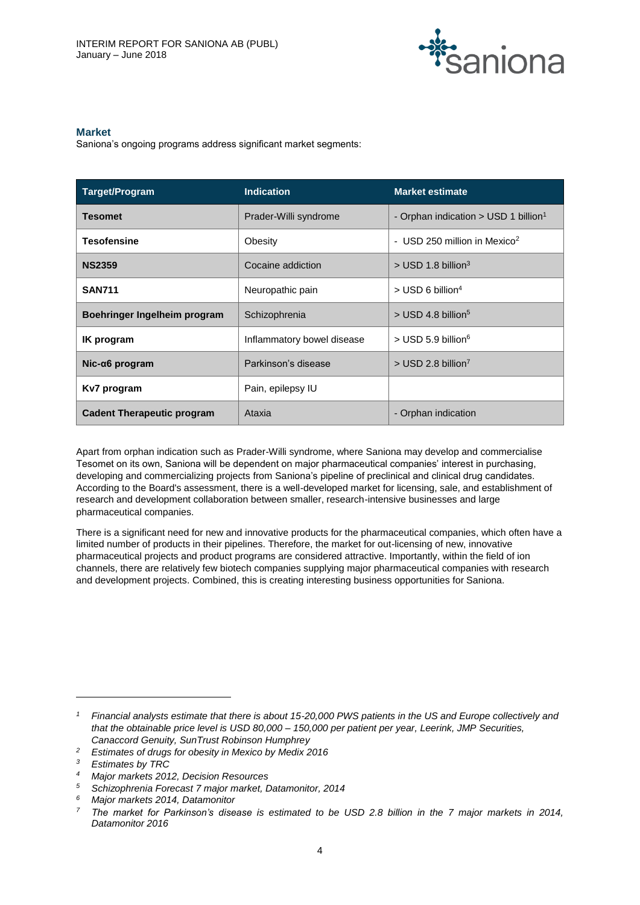## Market

Saniona's ongoing programs address significant market segments:

| Target/Program | Indication | Market estimate |
|---|---|---|
| **Tesomet** | Prader-Willi syndrome | - Orphan indication > USD 1 billion[1] |
| **Tesofensine** | Obesity | - USD 250 million in Mexico[2] |
| **NS2359** | Cocaine addiction | > USD 1.8 billion[3] |
| **SAN711** | Neuropathic pain | > USD 6 billion[4] |
| **Boehringer Ingelheim program** | Schizophrenia | > USD 4.8 billion[5] |
| **IK program** | Inflammatory bowel disease | > USD 5.9 billion[6] |
| **Nic-α6 program** | Parkinson's disease | > USD 2.8 billion[7] |
| **Kv7 program** | Pain, epilepsy IU | |
| **Cadent Therapeutic program** | Ataxia | - Orphan indication |

Apart from orphan indication such as Prader-Willi syndrome, where Saniona may develop and commercialise Tesomet on its own, Saniona will be dependent on major pharmaceutical companies' interest in purchasing, developing and commercializing projects from Saniona's pipeline of preclinical and clinical drug candidates. According to the Board's assessment, there is a well-developed market for licensing, sale, and establishment of research and development collaboration between smaller, research-intensive businesses and large pharmaceutical companies.

There is a significant need for new and innovative products for the pharmaceutical companies, which often have a limited number of products in their pipelines. Therefore, the market for out-licensing of new, innovative pharmaceutical projects and product programs are considered attractive. Importantly, within the field of ion channels, there are relatively few biotech companies supplying major pharmaceutical companies with research and development projects. Combined, this is creating interesting business opportunities for Saniona.

---

[1] *Financial analysts estimate that there is about 15-20,000 PWS patients in the US and Europe collectively and that the obtainable price level is USD 80,000 – 150,000 per patient per year, Leerink, JMP Securities, Canaccord Genuity, SunTrust Robinson Humphrey*

[2] *Estimates of drugs for obesity in Mexico by Medix 2016*

[3] *Estimates by TRC*

[4] *Major markets 2012, Decision Resources*

[5] *Schizophrenia Forecast 7 major market, Datamonitor, 2014*

[6] *Major markets 2014, Datamonitor*

[7] *The market for Parkinson's disease is estimated to be USD 2.8 billion in the 7 major markets in 2014, Datamonitor 2016*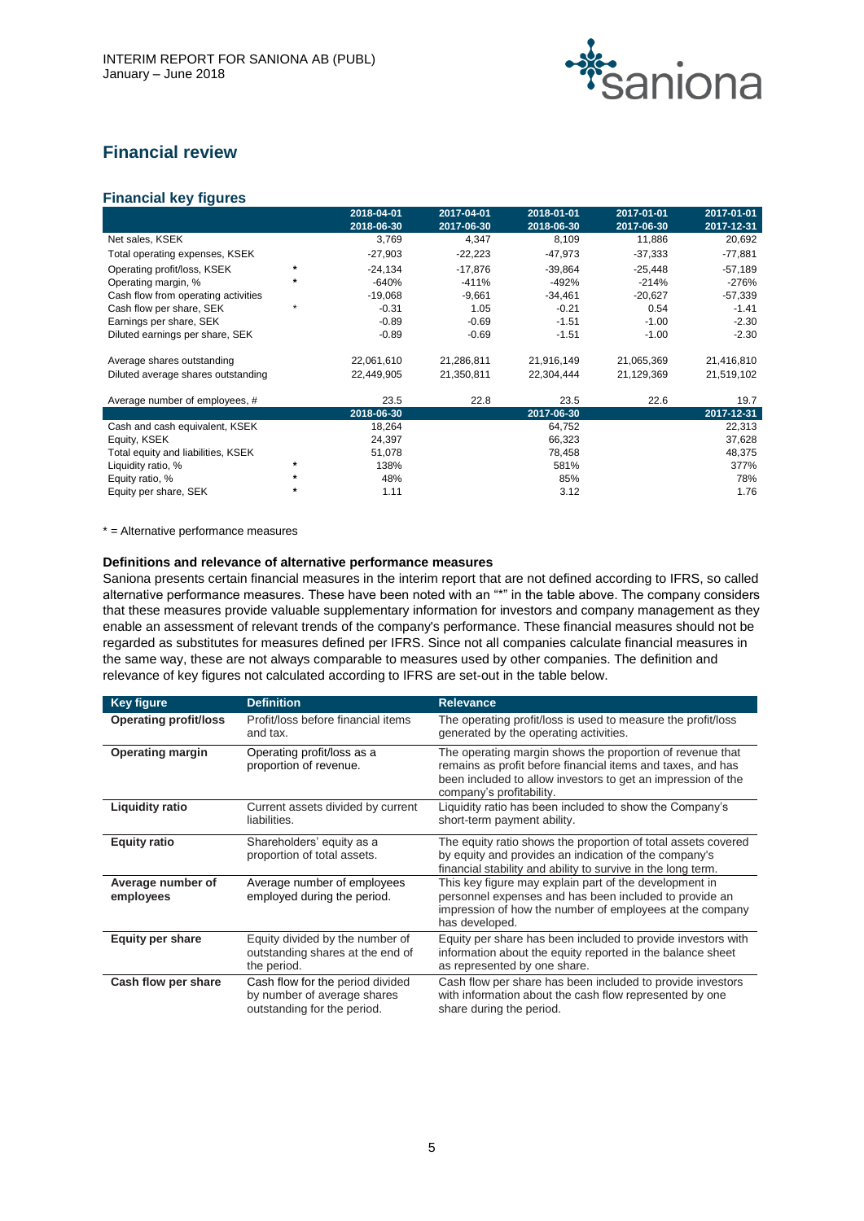## Financial review

### Financial key figures

| | | 2018-04-01 2018-06-30 | 2017-04-01 2017-06-30 | 2018-01-01 2018-06-30 | 2017-01-01 2017-06-30 | 2017-01-01 2017-12-31 |
|---|---|---|---|---|---|---|
| Net sales, KSEK | | 3,769 | 4,347 | 8,109 | 11,886 | 20,692 |
| Total operating expenses, KSEK | | -27,903 | -22,223 | -47,973 | -37,333 | -77,881 |
| Operating profit/loss, KSEK | * | -24,134 | -17,876 | -39,864 | -25,448 | -57,189 |
| Operating margin, % | * | -640% | -411% | -492% | -214% | -276% |
| Cash flow from operating activities | | -19,068 | -9,661 | -34,461 | -20,627 | -57,339 |
| Cash flow per share, SEK | * | -0.31 | 1.05 | -0.21 | 0.54 | -1.41 |
| Earnings per share, SEK | | -0.89 | -0.69 | -1.51 | -1.00 | -2.30 |
| Diluted earnings per share, SEK | | -0.89 | -0.69 | -1.51 | -1.00 | -2.30 |
| Average shares outstanding | | 22,061,610 | 21,286,811 | 21,916,149 | 21,065,369 | 21,416,810 |
| Diluted average shares outstanding | | 22,449,905 | 21,350,811 | 22,304,444 | 21,129,369 | 21,519,102 |
| Average number of employees, # | | 23.5 | 22.8 | 23.5 | 22.6 | 19.7 |
| | | 2018-06-30 | | 2017-06-30 | | 2017-12-31 |
| Cash and cash equivalent, KSEK | | 18,264 | | 64,752 | | 22,313 |
| Equity, KSEK | | 24,397 | | 66,323 | | 37,628 |
| Total equity and liabilities, KSEK | * | 51,078 | | 78,458 | | 48,375 |
| Liquidity ratio, % | * | 138% | | 581% | | 377% |
| Equity ratio, % | * | 48% | | 85% | | 78% |
| Equity per share, SEK | * | 1.11 | | 3.12 | | 1.76 |

* = Alternative performance measures

**Definitions and relevance of alternative performance measures**

Saniona presents certain financial measures in the interim report that are not defined according to IFRS, so called alternative performance measures. These have been noted with an "*" in the table above. The company considers that these measures provide valuable supplementary information for investors and company management as they enable an assessment of relevant trends of the company's performance. These financial measures should not be regarded as substitutes for measures defined per IFRS. Since not all companies calculate financial measures in the same way, these are not always comparable to measures used by other companies. The definition and relevance of key figures not calculated according to IFRS are set-out in the table below.

| Key figure | Definition | Relevance |
|---|---|---|
| **Operating profit/loss** | Profit/loss before financial items and tax. | The operating profit/loss is used to measure the profit/loss generated by the operating activities. |
| **Operating margin** | Operating profit/loss as a proportion of revenue. | The operating margin shows the proportion of revenue that remains as profit before financial items and taxes, and has been included to allow investors to get an impression of the company's profitability. |
| **Liquidity ratio** | Current assets divided by current liabilities. | Liquidity ratio has been included to show the Company's short-term payment ability. |
| **Equity ratio** | Shareholders' equity as a proportion of total assets. | The equity ratio shows the proportion of total assets covered by equity and provides an indication of the company's financial stability and ability to survive in the long term. |
| **Average number of employees** | Average number of employees employed during the period. | This key figure may explain part of the development in personnel expenses and has been included to provide an impression of how the number of employees at the company has developed. |
| **Equity per share** | Equity divided by the number of outstanding shares at the end of the period. | Equity per share has been included to provide investors with information about the equity reported in the balance sheet as represented by one share. |
| **Cash flow per share** | Cash flow for the period divided by number of average shares outstanding for the period. | Cash flow per share has been included to provide investors with information about the cash flow represented by one share during the period. |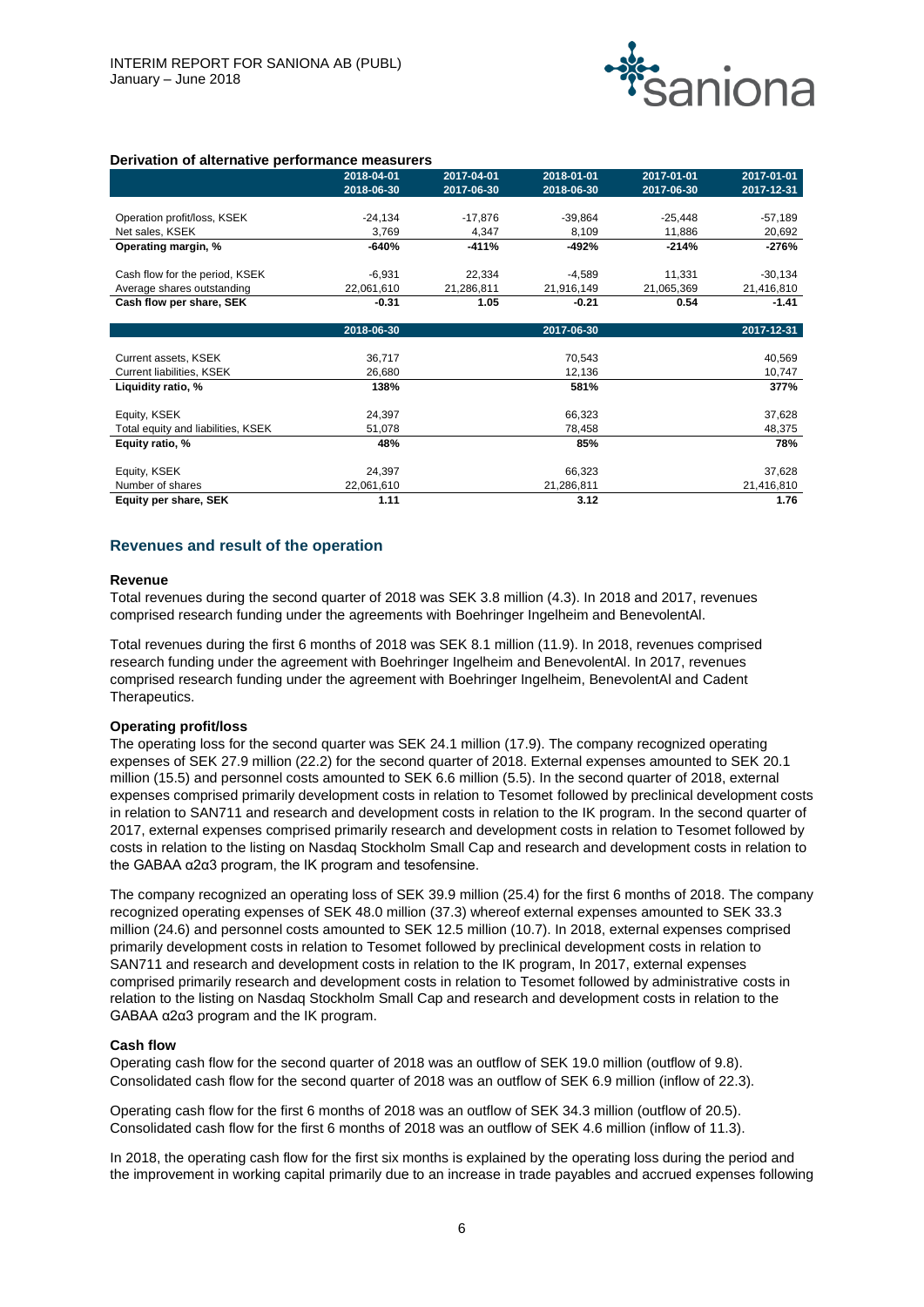### Derivation of alternative performance measurers

| | 2018-04-01<br>2018-06-30 | 2017-04-01<br>2017-06-30 | 2018-01-01<br>2018-06-30 | 2017-01-01<br>2017-06-30 | 2017-01-01<br>2017-12-31 |
|---|---|---|---|---|---|
| Operation profit/loss, KSEK | -24,134 | -17,876 | -39,864 | -25,448 | -57,189 |
| Net sales, KSEK | 3,769 | 4,347 | 8,109 | 11,886 | 20,692 |
| **Operating margin, %** | **-640%** | **-411%** | **-492%** | **-214%** | **-276%** |
| Cash flow for the period, KSEK | -6,931 | 22,334 | -4,589 | 11,331 | -30,134 |
| Average shares outstanding | 22,061,610 | 21,286,811 | 21,916,149 | 21,065,369 | 21,416,810 |
| **Cash flow per share, SEK** | **-0.31** | **1.05** | **-0.21** | **0.54** | **-1.41** |

| | 2018-06-30 | 2017-06-30 | 2017-12-31 |
|---|---|---|---|
| Current assets, KSEK | 36,717 | 70,543 | 40,569 |
| Current liabilities, KSEK | 26,680 | 12,136 | 10,747 |
| **Liquidity ratio, %** | **138%** | **581%** | **377%** |
| Equity, KSEK | 24,397 | 66,323 | 37,628 |
| Total equity and liabilities, KSEK | 51,078 | 78,458 | 48,375 |
| **Equity ratio, %** | **48%** | **85%** | **78%** |
| Equity, KSEK | 24,397 | 66,323 | 37,628 |
| Number of shares | 22,061,610 | 21,286,811 | 21,416,810 |
| **Equity per share, SEK** | **1.11** | **3.12** | **1.76** |

## Revenues and result of the operation

### Revenue

Total revenues during the second quarter of 2018 was SEK 3.8 million (4.3). In 2018 and 2017, revenues comprised research funding under the agreements with Boehringer Ingelheim and BenevolentAI.

Total revenues during the first 6 months of 2018 was SEK 8.1 million (11.9). In 2018, revenues comprised research funding under the agreement with Boehringer Ingelheim and BenevolentAI. In 2017, revenues comprised research funding under the agreement with Boehringer Ingelheim, BenevolentAI and Cadent Therapeutics.

### Operating profit/loss

The operating loss for the second quarter was SEK 24.1 million (17.9). The company recognized operating expenses of SEK 27.9 million (22.2) for the second quarter of 2018. External expenses amounted to SEK 20.1 million (15.5) and personnel costs amounted to SEK 6.6 million (5.5). In the second quarter of 2018, external expenses comprised primarily development costs in relation to Tesomet followed by preclinical development costs in relation to SAN711 and research and development costs in relation to the IK program. In the second quarter of 2017, external expenses comprised primarily research and development costs in relation to Tesomet followed by costs in relation to the listing on Nasdaq Stockholm Small Cap and research and development costs in relation to the GABAA α2α3 program, the IK program and tesofensine.

The company recognized an operating loss of SEK 39.9 million (25.4) for the first 6 months of 2018. The company recognized operating expenses of SEK 48.0 million (37.3) whereof external expenses amounted to SEK 33.3 million (24.6) and personnel costs amounted to SEK 12.5 million (10.7). In 2018, external expenses comprised primarily development costs in relation to Tesomet followed by preclinical development costs in relation to SAN711 and research and development costs in relation to the IK program, In 2017, external expenses comprised primarily research and development costs in relation to Tesomet followed by administrative costs in relation to the listing on Nasdaq Stockholm Small Cap and research and development costs in relation to the GABAA α2α3 program and the IK program.

### Cash flow

Operating cash flow for the second quarter of 2018 was an outflow of SEK 19.0 million (outflow of 9.8). Consolidated cash flow for the second quarter of 2018 was an outflow of SEK 6.9 million (inflow of 22.3).

Operating cash flow for the first 6 months of 2018 was an outflow of SEK 34.3 million (outflow of 20.5). Consolidated cash flow for the first 6 months of 2018 was an outflow of SEK 4.6 million (inflow of 11.3).

In 2018, the operating cash flow for the first six months is explained by the operating loss during the period and the improvement in working capital primarily due to an increase in trade payables and accrued expenses following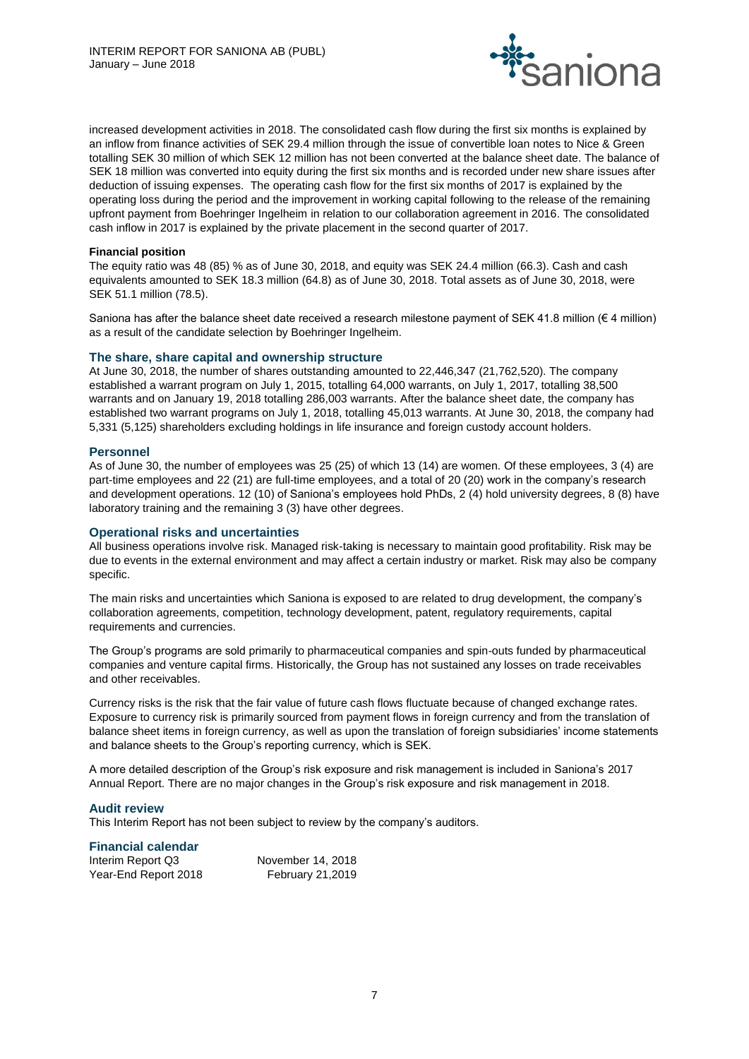increased development activities in 2018. The consolidated cash flow during the first six months is explained by an inflow from finance activities of SEK 29.4 million through the issue of convertible loan notes to Nice & Green totalling SEK 30 million of which SEK 12 million has not been converted at the balance sheet date. The balance of SEK 18 million was converted into equity during the first six months and is recorded under new share issues after deduction of issuing expenses. The operating cash flow for the first six months of 2017 is explained by the operating loss during the period and the improvement in working capital following to the release of the remaining upfront payment from Boehringer Ingelheim in relation to our collaboration agreement in 2016. The consolidated cash inflow in 2017 is explained by the private placement in the second quarter of 2017.

**Financial position**

The equity ratio was 48 (85) % as of June 30, 2018, and equity was SEK 24.4 million (66.3). Cash and cash equivalents amounted to SEK 18.3 million (64.8) as of June 30, 2018. Total assets as of June 30, 2018, were SEK 51.1 million (78.5).

Saniona has after the balance sheet date received a research milestone payment of SEK 41.8 million (€ 4 million) as a result of the candidate selection by Boehringer Ingelheim.

## The share, share capital and ownership structure

At June 30, 2018, the number of shares outstanding amounted to 22,446,347 (21,762,520). The company established a warrant program on July 1, 2015, totalling 64,000 warrants, on July 1, 2017, totalling 38,500 warrants and on January 19, 2018 totalling 286,003 warrants. After the balance sheet date, the company has established two warrant programs on July 1, 2018, totalling 45,013 warrants. At June 30, 2018, the company had 5,331 (5,125) shareholders excluding holdings in life insurance and foreign custody account holders.

## Personnel

As of June 30, the number of employees was 25 (25) of which 13 (14) are women. Of these employees, 3 (4) are part-time employees and 22 (21) are full-time employees, and a total of 20 (20) work in the company's research and development operations. 12 (10) of Saniona's employees hold PhDs, 2 (4) hold university degrees, 8 (8) have laboratory training and the remaining 3 (3) have other degrees.

## Operational risks and uncertainties

All business operations involve risk. Managed risk-taking is necessary to maintain good profitability. Risk may be due to events in the external environment and may affect a certain industry or market. Risk may also be company specific.

The main risks and uncertainties which Saniona is exposed to are related to drug development, the company's collaboration agreements, competition, technology development, patent, regulatory requirements, capital requirements and currencies.

The Group's programs are sold primarily to pharmaceutical companies and spin-outs funded by pharmaceutical companies and venture capital firms. Historically, the Group has not sustained any losses on trade receivables and other receivables.

Currency risks is the risk that the fair value of future cash flows fluctuate because of changed exchange rates. Exposure to currency risk is primarily sourced from payment flows in foreign currency and from the translation of balance sheet items in foreign currency, as well as upon the translation of foreign subsidiaries' income statements and balance sheets to the Group's reporting currency, which is SEK.

A more detailed description of the Group's risk exposure and risk management is included in Saniona's 2017 Annual Report. There are no major changes in the Group's risk exposure and risk management in 2018.

## Audit review

This Interim Report has not been subject to review by the company's auditors.

## Financial calendar

| | |
|---|---|
| Interim Report Q3 | November 14, 2018 |
| Year-End Report 2018 | February 21,2019 |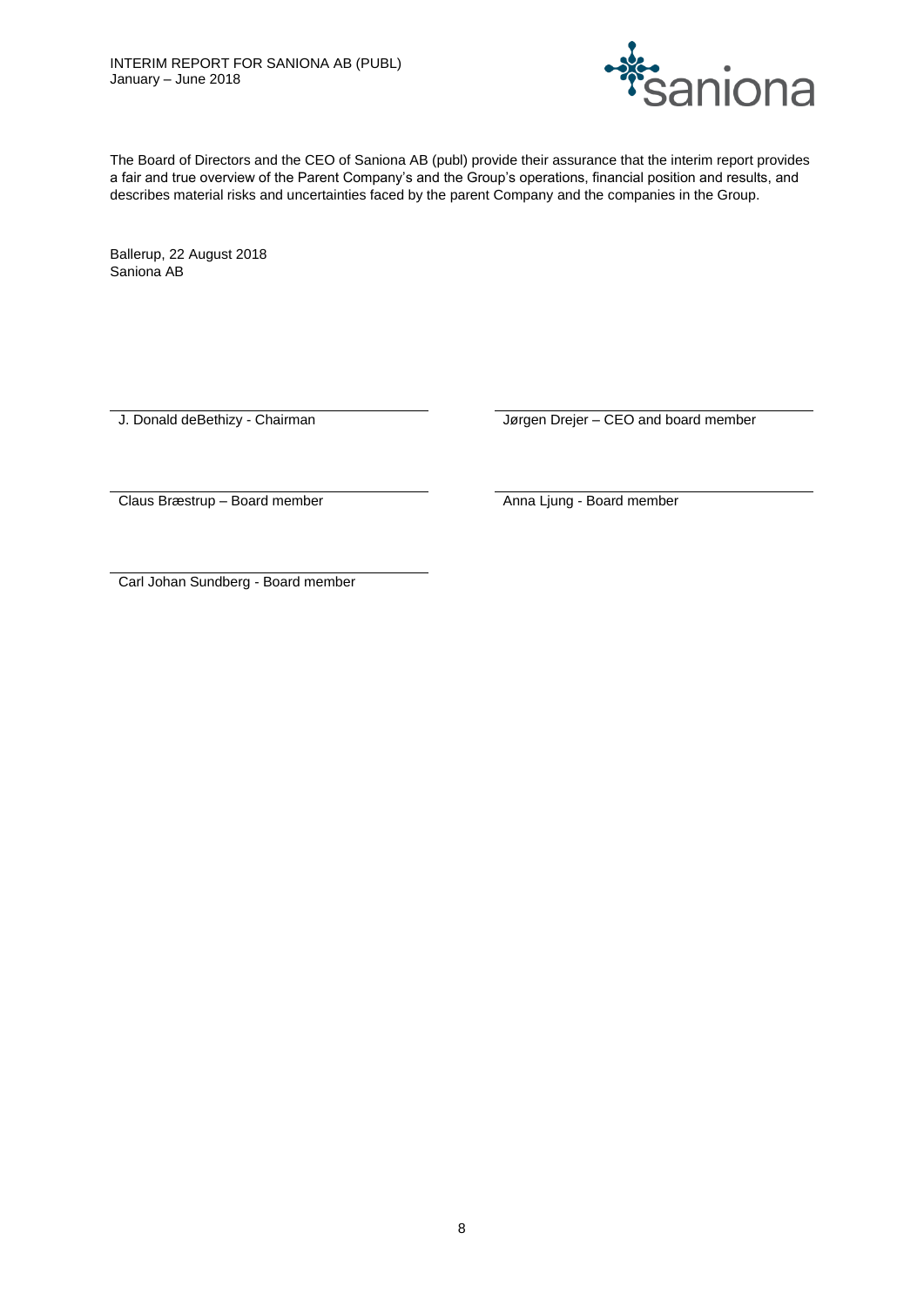The Board of Directors and the CEO of Saniona AB (publ) provide their assurance that the interim report provides a fair and true overview of the Parent Company's and the Group's operations, financial position and results, and describes material risks and uncertainties faced by the parent Company and the companies in the Group.

Ballerup, 22 August 2018
Saniona AB

| | |
|---|---|
| J. Donald deBethizy - Chairman | Jørgen Drejer – CEO and board member |
| Claus Bræstrup – Board member | Anna Ljung - Board member |
| Carl Johan Sundberg - Board member | |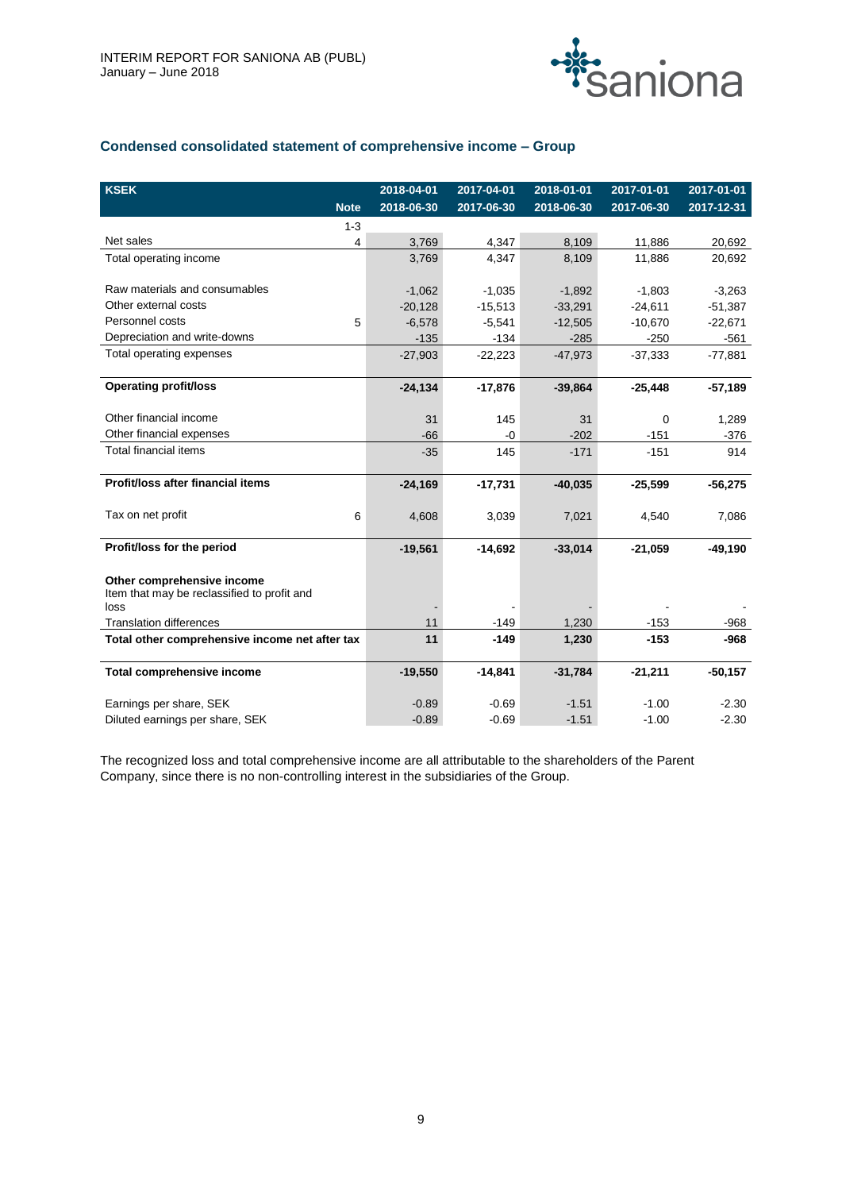## Condensed consolidated statement of comprehensive income – Group

| KSEK | Note | 2018-04-01 2018-06-30 | 2017-04-01 2017-06-30 | 2018-01-01 2018-06-30 | 2017-01-01 2017-06-30 | 2017-01-01 2017-12-31 |
|---|---|---|---|---|---|---|
| | 1-3 | | | | | |
| Net sales | 4 | 3,769 | 4,347 | 8,109 | 11,886 | 20,692 |
| Total operating income | | 3,769 | 4,347 | 8,109 | 11,886 | 20,692 |
| | | | | | | |
| Raw materials and consumables | | -1,062 | -1,035 | -1,892 | -1,803 | -3,263 |
| Other external costs | | -20,128 | -15,513 | -33,291 | -24,611 | -51,387 |
| Personnel costs | 5 | -6,578 | -5,541 | -12,505 | -10,670 | -22,671 |
| Depreciation and write-downs | | -135 | -134 | -285 | -250 | -561 |
| Total operating expenses | | -27,903 | -22,223 | -47,973 | -37,333 | -77,881 |
| | | | | | | |
| **Operating profit/loss** | | **-24,134** | **-17,876** | **-39,864** | **-25,448** | **-57,189** |
| | | | | | | |
| Other financial income | | 31 | 145 | 31 | 0 | 1,289 |
| Other financial expenses | | -66 | -0 | -202 | -151 | -376 |
| Total financial items | | -35 | 145 | -171 | -151 | 914 |
| | | | | | | |
| **Profit/loss after financial items** | | **-24,169** | **-17,731** | **-40,035** | **-25,599** | **-56,275** |
| | | | | | | |
| Tax on net profit | 6 | 4,608 | 3,039 | 7,021 | 4,540 | 7,086 |
| | | | | | | |
| **Profit/loss for the period** | | **-19,561** | **-14,692** | **-33,014** | **-21,059** | **-49,190** |
| | | | | | | |
| **Other comprehensive income** | | | | | | |
| Item that may be reclassified to profit and loss | | - | - | - | - | - |
| Translation differences | | 11 | -149 | 1,230 | -153 | -968 |
| **Total other comprehensive income net after tax** | | **11** | **-149** | **1,230** | **-153** | **-968** |
| | | | | | | |
| **Total comprehensive income** | | **-19,550** | **-14,841** | **-31,784** | **-21,211** | **-50,157** |
| | | | | | | |
| Earnings per share, SEK | | -0.89 | -0.69 | -1.51 | -1.00 | -2.30 |
| Diluted earnings per share, SEK | | -0.89 | -0.69 | -1.51 | -1.00 | -2.30 |

The recognized loss and total comprehensive income are all attributable to the shareholders of the Parent Company, since there is no non-controlling interest in the subsidiaries of the Group.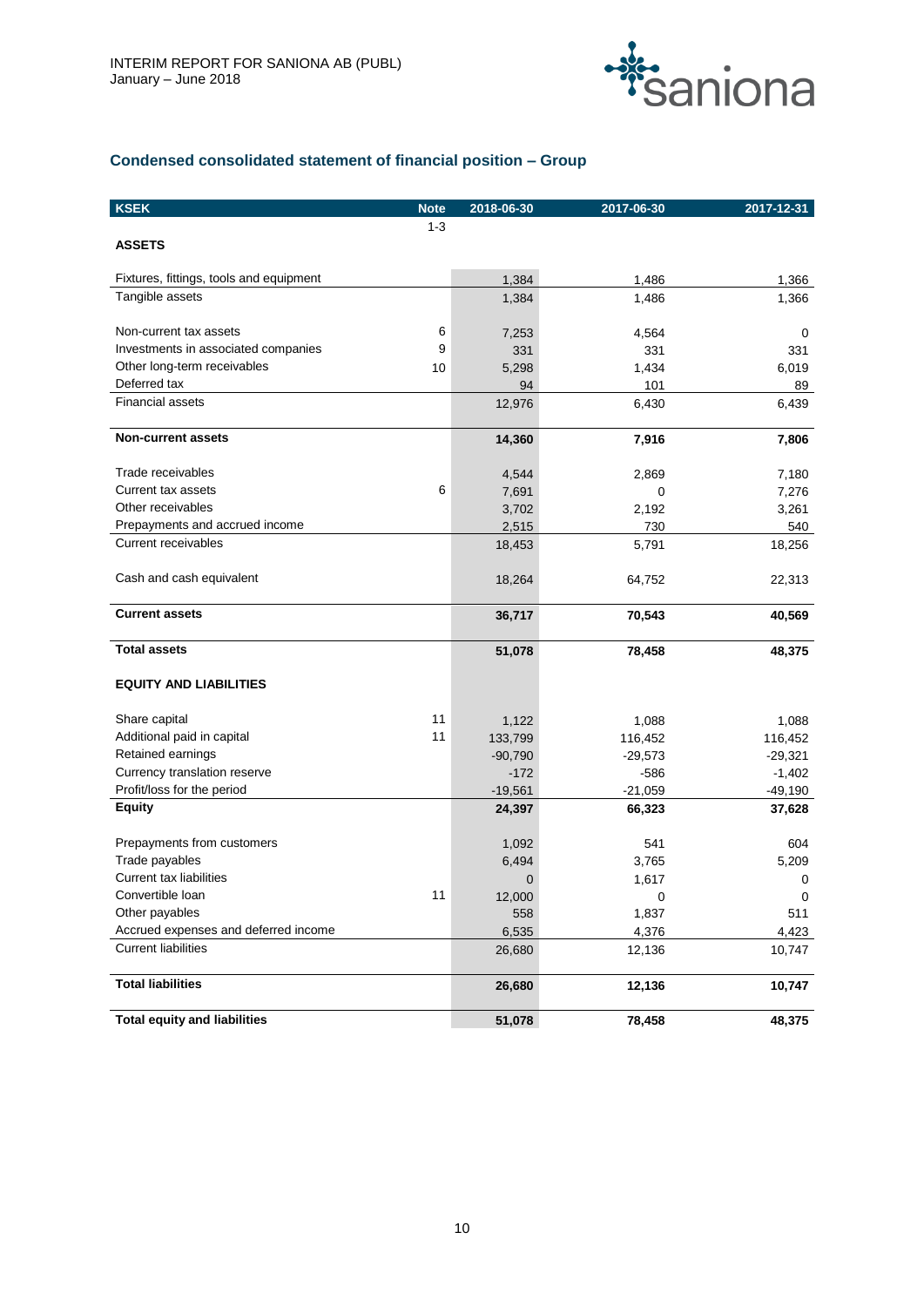## Condensed consolidated statement of financial position – Group

| KSEK | Note | 2018-06-30 | 2017-06-30 | 2017-12-31 |
|---|---|---|---|---|
| | 1-3 | | | |
| **ASSETS** | | | | |
| Fixtures, fittings, tools and equipment | | 1,384 | 1,486 | 1,366 |
| Tangible assets | | 1,384 | 1,486 | 1,366 |
| Non-current tax assets | 6 | 7,253 | 4,564 | 0 |
| Investments in associated companies | 9 | 331 | 331 | 331 |
| Other long-term receivables | 10 | 5,298 | 1,434 | 6,019 |
| Deferred tax | | 94 | 101 | 89 |
| Financial assets | | 12,976 | 6,430 | 6,439 |
| **Non-current assets** | | **14,360** | **7,916** | **7,806** |
| Trade receivables | | 4,544 | 2,869 | 7,180 |
| Current tax assets | 6 | 7,691 | 0 | 7,276 |
| Other receivables | | 3,702 | 2,192 | 3,261 |
| Prepayments and accrued income | | 2,515 | 730 | 540 |
| Current receivables | | 18,453 | 5,791 | 18,256 |
| Cash and cash equivalent | | 18,264 | 64,752 | 22,313 |
| **Current assets** | | **36,717** | **70,543** | **40,569** |
| **Total assets** | | **51,078** | **78,458** | **48,375** |
| **EQUITY AND LIABILITIES** | | | | |
| Share capital | 11 | 1,122 | 1,088 | 1,088 |
| Additional paid in capital | 11 | 133,799 | 116,452 | 116,452 |
| Retained earnings | | -90,790 | -29,573 | -29,321 |
| Currency translation reserve | | -172 | -586 | -1,402 |
| Profit/loss for the period | | -19,561 | -21,059 | -49,190 |
| **Equity** | | **24,397** | **66,323** | **37,628** |
| Prepayments from customers | | 1,092 | 541 | 604 |
| Trade payables | | 6,494 | 3,765 | 5,209 |
| Current tax liabilities | | 0 | 1,617 | 0 |
| Convertible loan | 11 | 12,000 | 0 | 0 |
| Other payables | | 558 | 1,837 | 511 |
| Accrued expenses and deferred income | | 6,535 | 4,376 | 4,423 |
| Current liabilities | | 26,680 | 12,136 | 10,747 |
| **Total liabilities** | | **26,680** | **12,136** | **10,747** |
| **Total equity and liabilities** | | **51,078** | **78,458** | **48,375** |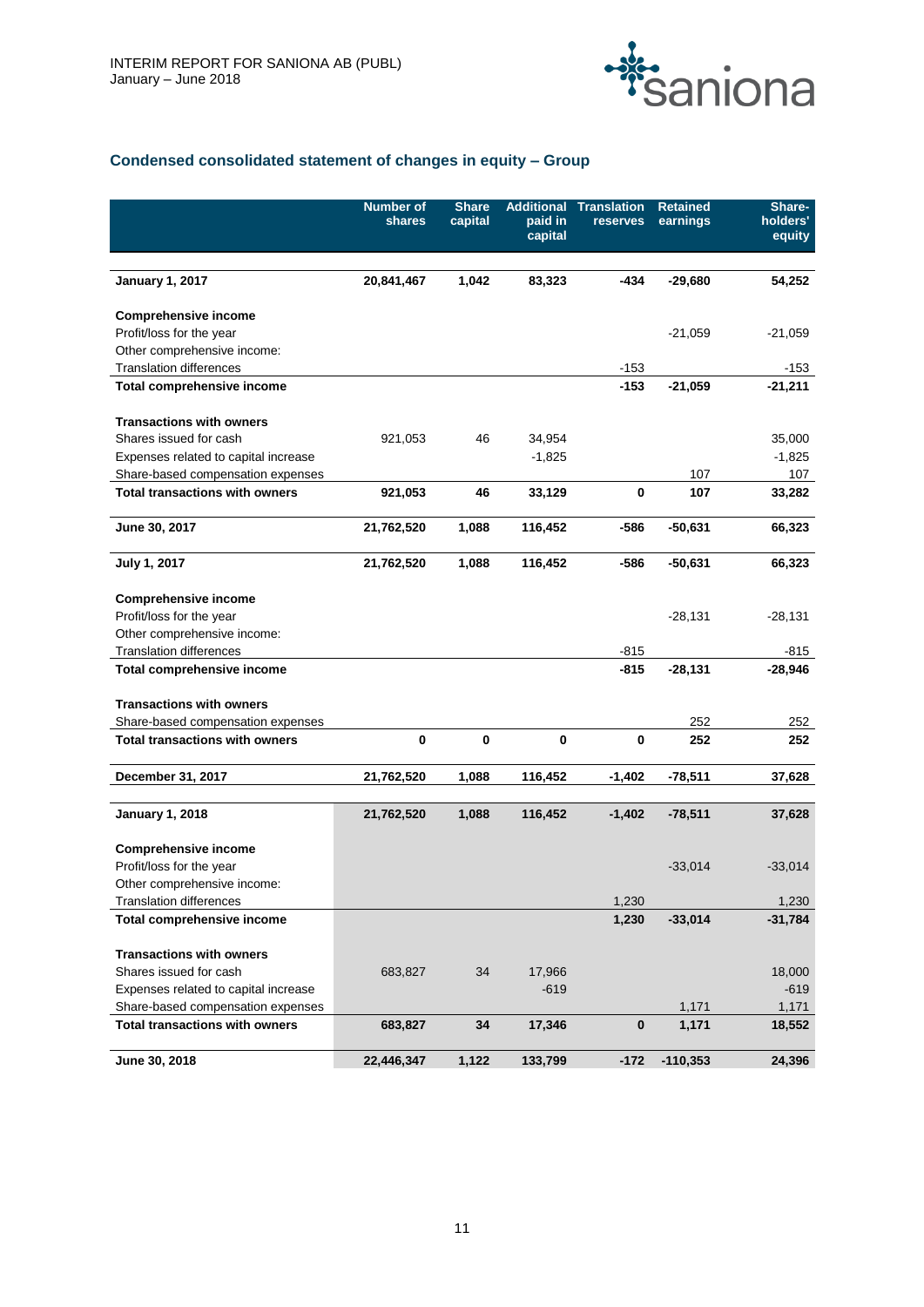## Condensed consolidated statement of changes in equity – Group

| | Number of shares | Share capital | Additional paid in capital | Translation reserves | Retained earnings | Share-holders' equity |
|---|---|---|---|---|---|---|
| **January 1, 2017** | **20,841,467** | **1,042** | **83,323** | **-434** | **-29,680** | **54,252** |
| **Comprehensive income** | | | | | | |
| Profit/loss for the year | | | | | -21,059 | -21,059 |
| Other comprehensive income: | | | | | | |
| Translation differences | | | | -153 | | -153 |
| **Total comprehensive income** | | | | **-153** | **-21,059** | **-21,211** |
| **Transactions with owners** | | | | | | |
| Shares issued for cash | 921,053 | 46 | 34,954 | | | 35,000 |
| Expenses related to capital increase | | | -1,825 | | | -1,825 |
| Share-based compensation expenses | | | | | 107 | 107 |
| **Total transactions with owners** | **921,053** | **46** | **33,129** | **0** | **107** | **33,282** |
| **June 30, 2017** | **21,762,520** | **1,088** | **116,452** | **-586** | **-50,631** | **66,323** |
| **July 1, 2017** | **21,762,520** | **1,088** | **116,452** | **-586** | **-50,631** | **66,323** |
| **Comprehensive income** | | | | | | |
| Profit/loss for the year | | | | | -28,131 | -28,131 |
| Other comprehensive income: | | | | | | |
| Translation differences | | | | -815 | | -815 |
| **Total comprehensive income** | | | | **-815** | **-28,131** | **-28,946** |
| **Transactions with owners** | | | | | | |
| Share-based compensation expenses | | | | | 252 | 252 |
| **Total transactions with owners** | **0** | **0** | **0** | **0** | **252** | **252** |
| **December 31, 2017** | **21,762,520** | **1,088** | **116,452** | **-1,402** | **-78,511** | **37,628** |
| **January 1, 2018** | **21,762,520** | **1,088** | **116,452** | **-1,402** | **-78,511** | **37,628** |
| **Comprehensive income** | | | | | | |
| Profit/loss for the year | | | | | -33,014 | -33,014 |
| Other comprehensive income: | | | | | | |
| Translation differences | | | | 1,230 | | 1,230 |
| **Total comprehensive income** | | | | **1,230** | **-33,014** | **-31,784** |
| **Transactions with owners** | | | | | | |
| Shares issued for cash | 683,827 | 34 | 17,966 | | | 18,000 |
| Expenses related to capital increase | | | -619 | | | -619 |
| Share-based compensation expenses | | | | | 1,171 | 1,171 |
| **Total transactions with owners** | **683,827** | **34** | **17,346** | **0** | **1,171** | **18,552** |
| **June 30, 2018** | **22,446,347** | **1,122** | **133,799** | **-172** | **-110,353** | **24,396** |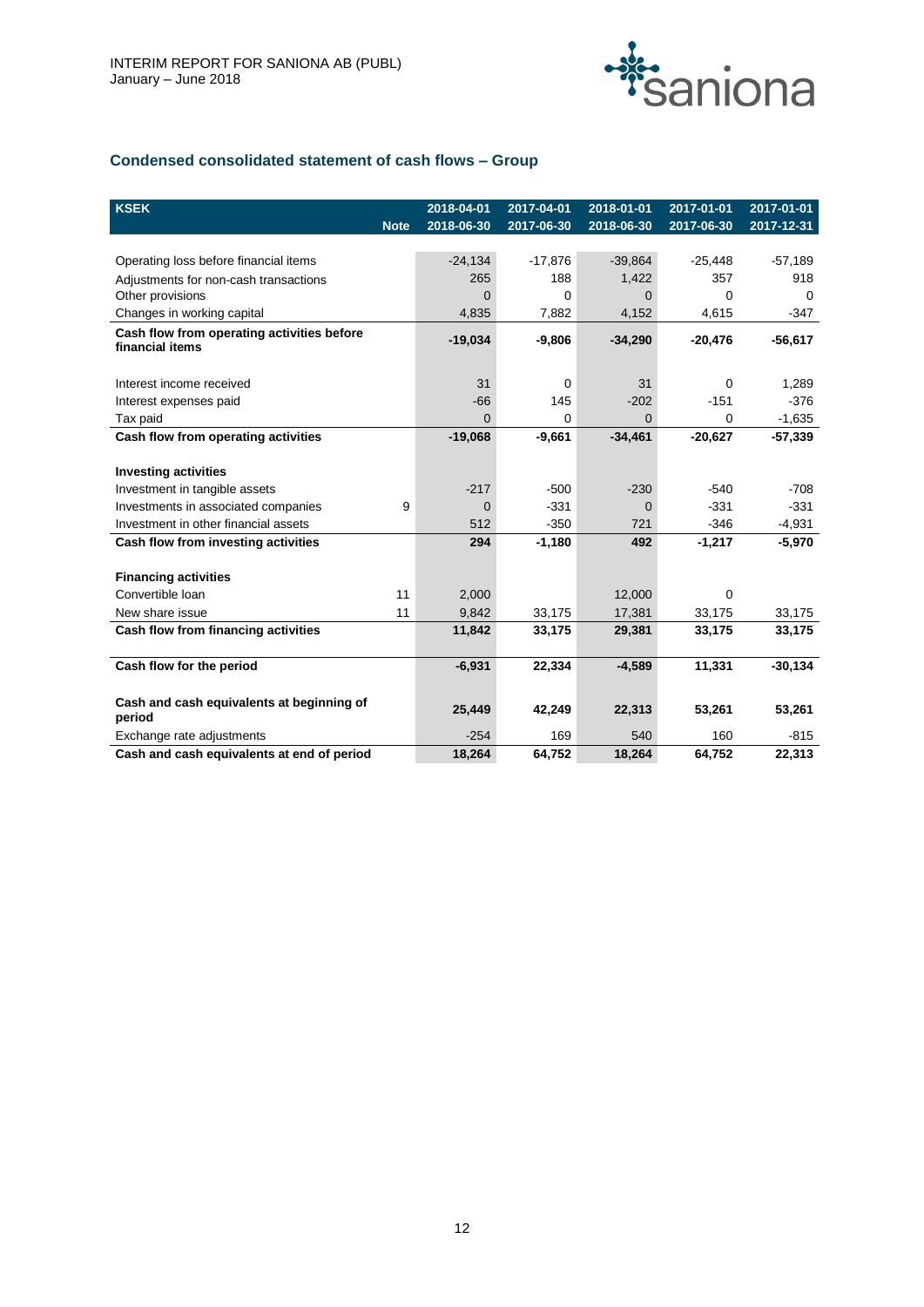## Condensed consolidated statement of cash flows – Group

| KSEK | Note | 2018-04-01 2018-06-30 | 2017-04-01 2017-06-30 | 2018-01-01 2018-06-30 | 2017-01-01 2017-06-30 | 2017-01-01 2017-12-31 |
|---|---|---|---|---|---|---|
| Operating loss before financial items | | -24,134 | -17,876 | -39,864 | -25,448 | -57,189 |
| Adjustments for non-cash transactions | | 265 | 188 | 1,422 | 357 | 918 |
| Other provisions | | 0 | 0 | 0 | 0 | 0 |
| Changes in working capital | | 4,835 | 7,882 | 4,152 | 4,615 | -347 |
| **Cash flow from operating activities before financial items** | | **-19,034** | **-9,806** | **-34,290** | **-20,476** | **-56,617** |
| Interest income received | | 31 | 0 | 31 | 0 | 1,289 |
| Interest expenses paid | | -66 | 145 | -202 | -151 | -376 |
| Tax paid | | 0 | 0 | 0 | 0 | -1,635 |
| **Cash flow from operating activities** | | **-19,068** | **-9,661** | **-34,461** | **-20,627** | **-57,339** |
| **Investing activities** | | | | | | |
| Investment in tangible assets | | -217 | -500 | -230 | -540 | -708 |
| Investments in associated companies | 9 | 0 | -331 | 0 | -331 | -331 |
| Investment in other financial assets | | 512 | -350 | 721 | -346 | -4,931 |
| **Cash flow from investing activities** | | **294** | **-1,180** | **492** | **-1,217** | **-5,970** |
| **Financing activities** | | | | | | |
| Convertible loan | 11 | 2,000 | | 12,000 | 0 | |
| New share issue | 11 | 9,842 | 33,175 | 17,381 | 33,175 | 33,175 |
| **Cash flow from financing activities** | | **11,842** | **33,175** | **29,381** | **33,175** | **33,175** |
| **Cash flow for the period** | | **-6,931** | **22,334** | **-4,589** | **11,331** | **-30,134** |
| **Cash and cash equivalents at beginning of period** | | **25,449** | **42,249** | **22,313** | **53,261** | **53,261** |
| Exchange rate adjustments | | -254 | 169 | 540 | 160 | -815 |
| **Cash and cash equivalents at end of period** | | **18,264** | **64,752** | **18,264** | **64,752** | **22,313** |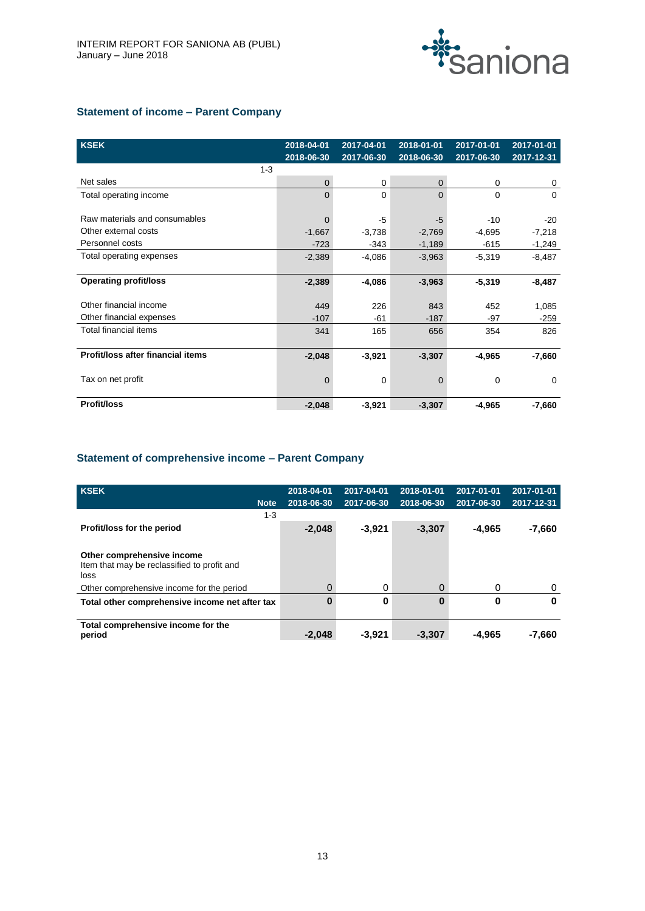## Statement of income – Parent Company

| KSEK | 2018-04-01<br>2018-06-30 | 2017-04-01<br>2017-06-30 | 2018-01-01<br>2018-06-30 | 2017-01-01<br>2017-06-30 | 2017-01-01<br>2017-12-31 |
|---|---|---|---|---|---|
| 1-3 | | | | | |
| Net sales | 0 | 0 | 0 | 0 | 0 |
| Total operating income | 0 | 0 | 0 | 0 | 0 |
| | | | | | |
| Raw materials and consumables | 0 | -5 | -5 | -10 | -20 |
| Other external costs | -1,667 | -3,738 | -2,769 | -4,695 | -7,218 |
| Personnel costs | -723 | -343 | -1,189 | -615 | -1,249 |
| Total operating expenses | -2,389 | -4,086 | -3,963 | -5,319 | -8,487 |
| | | | | | |
| **Operating profit/loss** | **-2,389** | **-4,086** | **-3,963** | **-5,319** | **-8,487** |
| | | | | | |
| Other financial income | 449 | 226 | 843 | 452 | 1,085 |
| Other financial expenses | -107 | -61 | -187 | -97 | -259 |
| Total financial items | 341 | 165 | 656 | 354 | 826 |
| | | | | | |
| **Profit/loss after financial items** | **-2,048** | **-3,921** | **-3,307** | **-4,965** | **-7,660** |
| | | | | | |
| Tax on net profit | 0 | 0 | 0 | 0 | 0 |
| | | | | | |
| **Profit/loss** | **-2,048** | **-3,921** | **-3,307** | **-4,965** | **-7,660** |

## Statement of comprehensive income – Parent Company

| KSEK | Note | 2018-04-01<br>2018-06-30 | 2017-04-01<br>2017-06-30 | 2018-01-01<br>2018-06-30 | 2017-01-01<br>2017-06-30 | 2017-01-01<br>2017-12-31 |
|---|---|---|---|---|---|---|
| | 1-3 | | | | | |
| **Profit/loss for the period** | | **-2,048** | **-3,921** | **-3,307** | **-4,965** | **-7,660** |
| | | | | | | |
| **Other comprehensive income**<br>Item that may be reclassified to profit and loss | | | | | | |
| Other comprehensive income for the period | | 0 | 0 | 0 | 0 | 0 |
| **Total other comprehensive income net after tax** | | **0** | **0** | **0** | **0** | **0** |
| | | | | | | |
| **Total comprehensive income for the period** | | **-2,048** | **-3,921** | **-3,307** | **-4,965** | **-7,660** |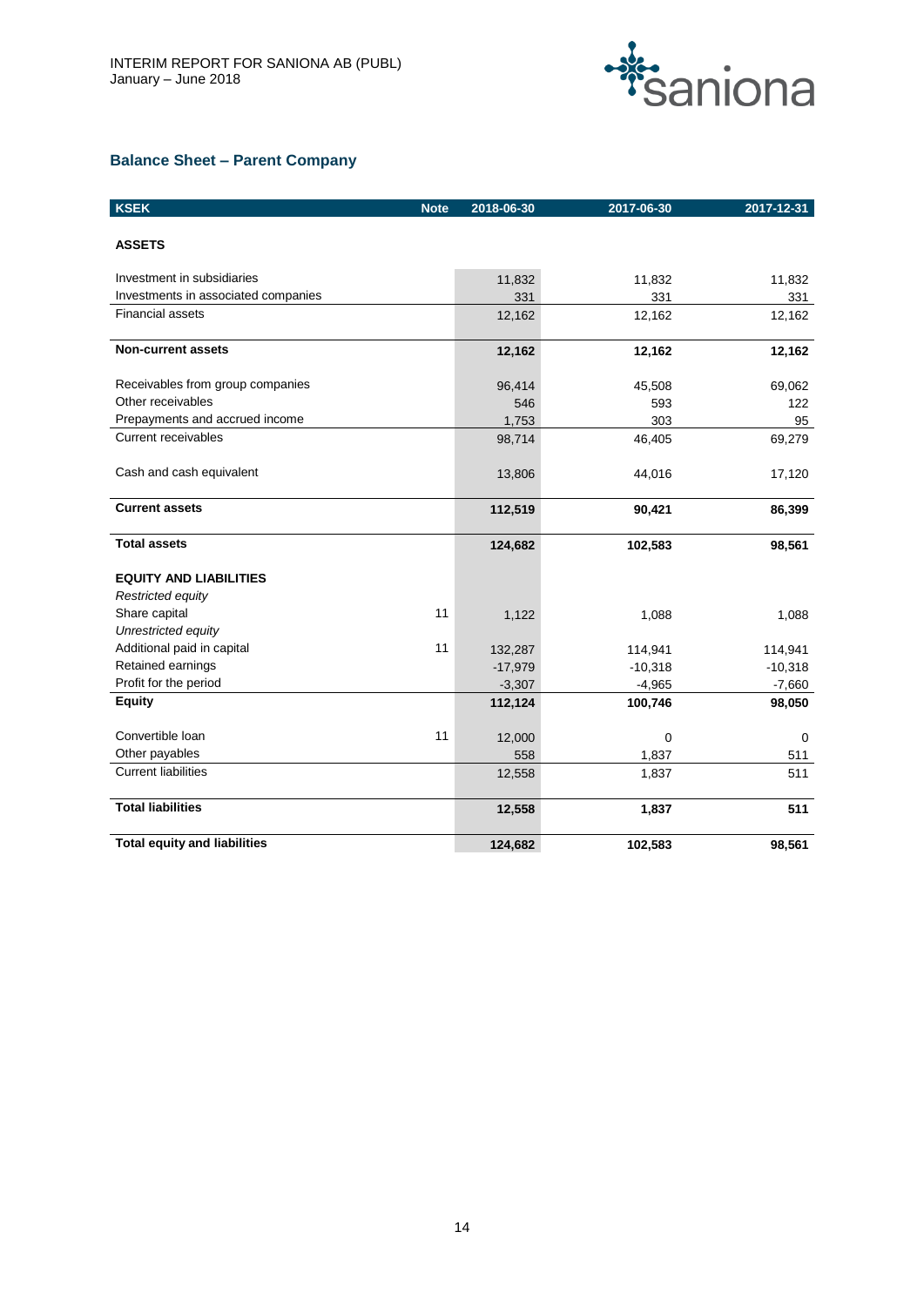## Balance Sheet – Parent Company

| KSEK | Note | 2018-06-30 | 2017-06-30 | 2017-12-31 |
|---|---|---|---|---|
| **ASSETS** | | | | |
| Investment in subsidiaries | | 11,832 | 11,832 | 11,832 |
| Investments in associated companies | | 331 | 331 | 331 |
| Financial assets | | 12,162 | 12,162 | 12,162 |
| **Non-current assets** | | **12,162** | **12,162** | **12,162** |
| Receivables from group companies | | 96,414 | 45,508 | 69,062 |
| Other receivables | | 546 | 593 | 122 |
| Prepayments and accrued income | | 1,753 | 303 | 95 |
| Current receivables | | 98,714 | 46,405 | 69,279 |
| Cash and cash equivalent | | 13,806 | 44,016 | 17,120 |
| **Current assets** | | **112,519** | **90,421** | **86,399** |
| **Total assets** | | **124,682** | **102,583** | **98,561** |
| **EQUITY AND LIABILITIES** | | | | |
| *Restricted equity* | | | | |
| Share capital | 11 | 1,122 | 1,088 | 1,088 |
| *Unrestricted equity* | | | | |
| Additional paid in capital | 11 | 132,287 | 114,941 | 114,941 |
| Retained earnings | | -17,979 | -10,318 | -10,318 |
| Profit for the period | | -3,307 | -4,965 | -7,660 |
| **Equity** | | **112,124** | **100,746** | **98,050** |
| Convertible loan | 11 | 12,000 | 0 | 0 |
| Other payables | | 558 | 1,837 | 511 |
| Current liabilities | | 12,558 | 1,837 | 511 |
| **Total liabilities** | | **12,558** | **1,837** | **511** |
| **Total equity and liabilities** | | **124,682** | **102,583** | **98,561** |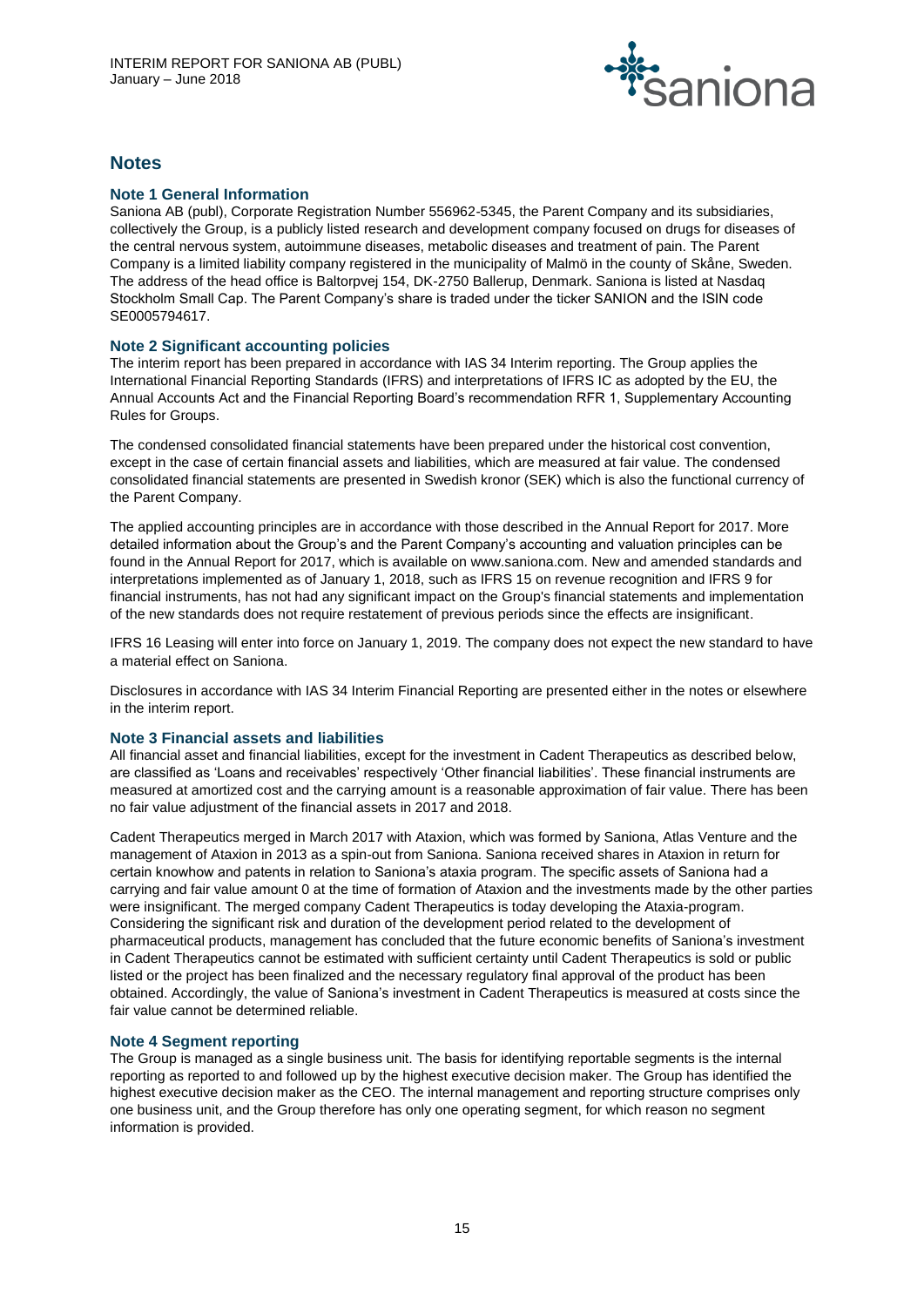## Notes

### Note 1 General Information

Saniona AB (publ), Corporate Registration Number 556962-5345, the Parent Company and its subsidiaries, collectively the Group, is a publicly listed research and development company focused on drugs for diseases of the central nervous system, autoimmune diseases, metabolic diseases and treatment of pain. The Parent Company is a limited liability company registered in the municipality of Malmö in the county of Skåne, Sweden. The address of the head office is Baltorpvej 154, DK-2750 Ballerup, Denmark. Saniona is listed at Nasdaq Stockholm Small Cap. The Parent Company's share is traded under the ticker SANION and the ISIN code SE0005794617.

### Note 2 Significant accounting policies

The interim report has been prepared in accordance with IAS 34 Interim reporting. The Group applies the International Financial Reporting Standards (IFRS) and interpretations of IFRS IC as adopted by the EU, the Annual Accounts Act and the Financial Reporting Board's recommendation RFR 1, Supplementary Accounting Rules for Groups.

The condensed consolidated financial statements have been prepared under the historical cost convention, except in the case of certain financial assets and liabilities, which are measured at fair value. The condensed consolidated financial statements are presented in Swedish kronor (SEK) which is also the functional currency of the Parent Company.

The applied accounting principles are in accordance with those described in the Annual Report for 2017. More detailed information about the Group's and the Parent Company's accounting and valuation principles can be found in the Annual Report for 2017, which is available on www.saniona.com. New and amended standards and interpretations implemented as of January 1, 2018, such as IFRS 15 on revenue recognition and IFRS 9 for financial instruments, has not had any significant impact on the Group's financial statements and implementation of the new standards does not require restatement of previous periods since the effects are insignificant.

IFRS 16 Leasing will enter into force on January 1, 2019. The company does not expect the new standard to have a material effect on Saniona.

Disclosures in accordance with IAS 34 Interim Financial Reporting are presented either in the notes or elsewhere in the interim report.

### Note 3 Financial assets and liabilities

All financial asset and financial liabilities, except for the investment in Cadent Therapeutics as described below, are classified as 'Loans and receivables' respectively 'Other financial liabilities'. These financial instruments are measured at amortized cost and the carrying amount is a reasonable approximation of fair value. There has been no fair value adjustment of the financial assets in 2017 and 2018.

Cadent Therapeutics merged in March 2017 with Ataxion, which was formed by Saniona, Atlas Venture and the management of Ataxion in 2013 as a spin-out from Saniona. Saniona received shares in Ataxion in return for certain knowhow and patents in relation to Saniona's ataxia program. The specific assets of Saniona had a carrying and fair value amount 0 at the time of formation of Ataxion and the investments made by the other parties were insignificant. The merged company Cadent Therapeutics is today developing the Ataxia-program. Considering the significant risk and duration of the development period related to the development of pharmaceutical products, management has concluded that the future economic benefits of Saniona's investment in Cadent Therapeutics cannot be estimated with sufficient certainty until Cadent Therapeutics is sold or public listed or the project has been finalized and the necessary regulatory final approval of the product has been obtained. Accordingly, the value of Saniona's investment in Cadent Therapeutics is measured at costs since the fair value cannot be determined reliable.

### Note 4 Segment reporting

The Group is managed as a single business unit. The basis for identifying reportable segments is the internal reporting as reported to and followed up by the highest executive decision maker. The Group has identified the highest executive decision maker as the CEO. The internal management and reporting structure comprises only one business unit, and the Group therefore has only one operating segment, for which reason no segment information is provided.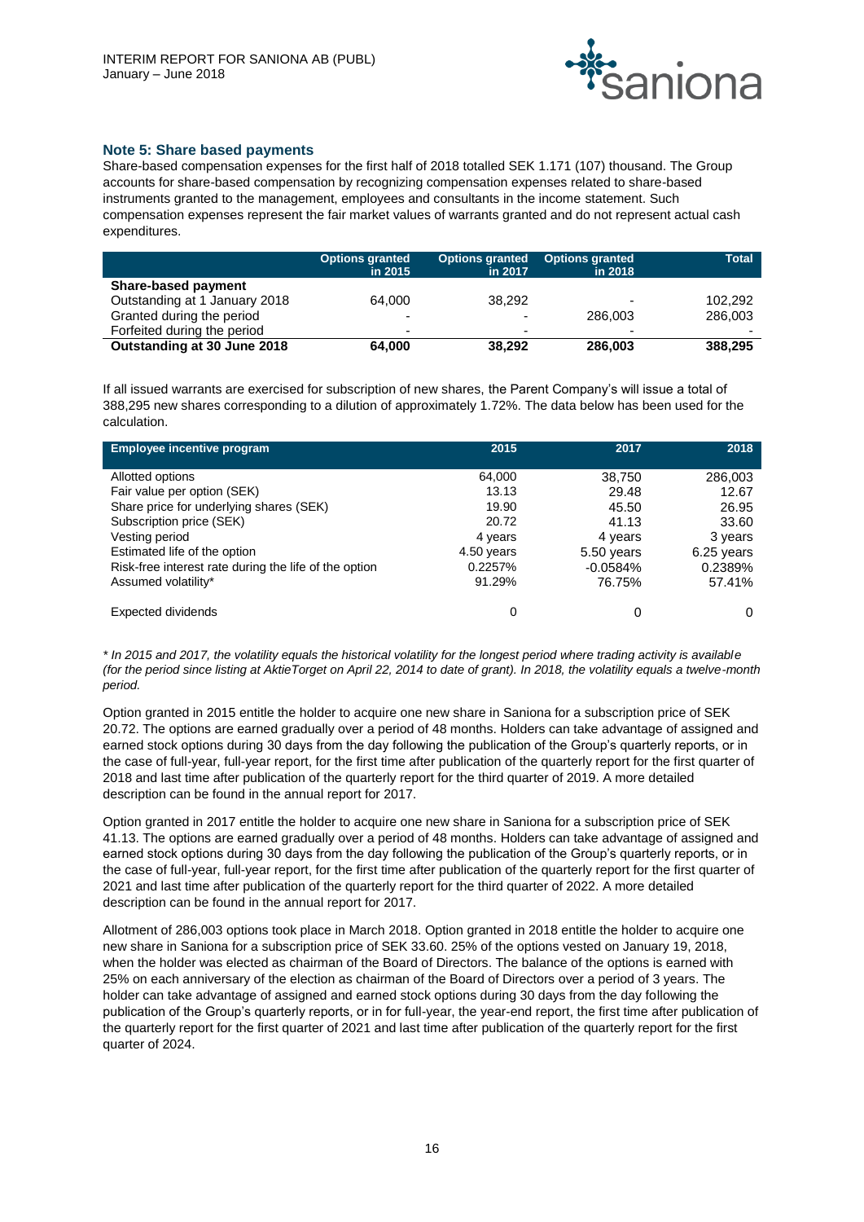## Note 5: Share based payments

Share-based compensation expenses for the first half of 2018 totalled SEK 1.171 (107) thousand. The Group accounts for share-based compensation by recognizing compensation expenses related to share-based instruments granted to the management, employees and consultants in the income statement. Such compensation expenses represent the fair market values of warrants granted and do not represent actual cash expenditures.

| | Options granted in 2015 | Options granted in 2017 | Options granted in 2018 | Total |
|---|---|---|---|---|
| **Share-based payment** | | | | |
| Outstanding at 1 January 2018 | 64,000 | 38,292 | - | 102,292 |
| Granted during the period | - | - | 286,003 | 286,003 |
| Forfeited during the period | - | - | - | - |
| **Outstanding at 30 June 2018** | **64,000** | **38,292** | **286,003** | **388,295** |

If all issued warrants are exercised for subscription of new shares, the Parent Company's will issue a total of 388,295 new shares corresponding to a dilution of approximately 1.72%. The data below has been used for the calculation.

| Employee incentive program | 2015 | 2017 | 2018 |
|---|---|---|---|
| Allotted options | 64,000 | 38,750 | 286,003 |
| Fair value per option (SEK) | 13.13 | 29.48 | 12.67 |
| Share price for underlying shares (SEK) | 19.90 | 45.50 | 26.95 |
| Subscription price (SEK) | 20.72 | 41.13 | 33.60 |
| Vesting period | 4 years | 4 years | 3 years |
| Estimated life of the option | 4.50 years | 5.50 years | 6.25 years |
| Risk-free interest rate during the life of the option | 0.2257% | -0.0584% | 0.2389% |
| Assumed volatility* | 91.29% | 76.75% | 57.41% |
| Expected dividends | 0 | 0 | 0 |

*\* In 2015 and 2017, the volatility equals the historical volatility for the longest period where trading activity is available (for the period since listing at AktieTorget on April 22, 2014 to date of grant). In 2018, the volatility equals a twelve-month period.*

Option granted in 2015 entitle the holder to acquire one new share in Saniona for a subscription price of SEK 20.72. The options are earned gradually over a period of 48 months. Holders can take advantage of assigned and earned stock options during 30 days from the day following the publication of the Group's quarterly reports, or in the case of full-year, full-year report, for the first time after publication of the quarterly report for the first quarter of 2018 and last time after publication of the quarterly report for the third quarter of 2019. A more detailed description can be found in the annual report for 2017.

Option granted in 2017 entitle the holder to acquire one new share in Saniona for a subscription price of SEK 41.13. The options are earned gradually over a period of 48 months. Holders can take advantage of assigned and earned stock options during 30 days from the day following the publication of the Group's quarterly reports, or in the case of full-year, full-year report, for the first time after publication of the quarterly report for the first quarter of 2021 and last time after publication of the quarterly report for the third quarter of 2022. A more detailed description can be found in the annual report for 2017.

Allotment of 286,003 options took place in March 2018. Option granted in 2018 entitle the holder to acquire one new share in Saniona for a subscription price of SEK 33.60. 25% of the options vested on January 19, 2018, when the holder was elected as chairman of the Board of Directors. The balance of the options is earned with 25% on each anniversary of the election as chairman of the Board of Directors over a period of 3 years. The holder can take advantage of assigned and earned stock options during 30 days from the day following the publication of the Group's quarterly reports, or in for full-year, the year-end report, the first time after publication of the quarterly report for the first quarter of 2021 and last time after publication of the quarterly report for the first quarter of 2024.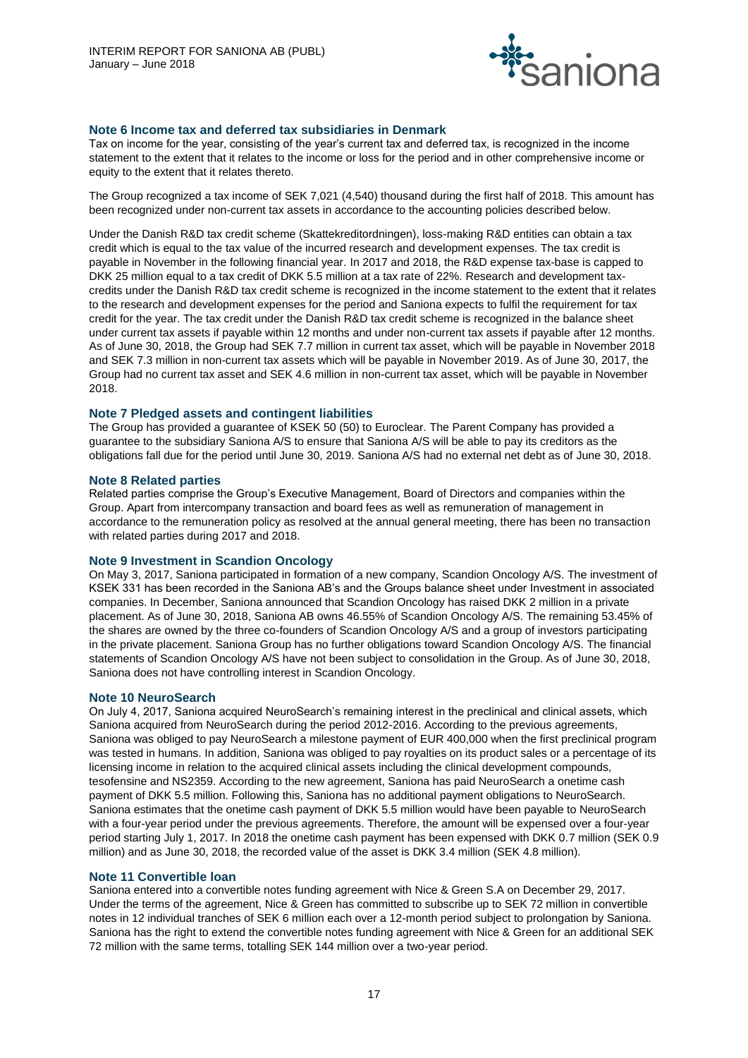### Note 6 Income tax and deferred tax subsidiaries in Denmark

Tax on income for the year, consisting of the year's current tax and deferred tax, is recognized in the income statement to the extent that it relates to the income or loss for the period and in other comprehensive income or equity to the extent that it relates thereto.

The Group recognized a tax income of SEK 7,021 (4,540) thousand during the first half of 2018. This amount has been recognized under non-current tax assets in accordance to the accounting policies described below.

Under the Danish R&D tax credit scheme (Skattekreditordningen), loss-making R&D entities can obtain a tax credit which is equal to the tax value of the incurred research and development expenses. The tax credit is payable in November in the following financial year. In 2017 and 2018, the R&D expense tax-base is capped to DKK 25 million equal to a tax credit of DKK 5.5 million at a tax rate of 22%. Research and development tax-credits under the Danish R&D tax credit scheme is recognized in the income statement to the extent that it relates to the research and development expenses for the period and Saniona expects to fulfil the requirement for tax credit for the year. The tax credit under the Danish R&D tax credit scheme is recognized in the balance sheet under current tax assets if payable within 12 months and under non-current tax assets if payable after 12 months. As of June 30, 2018, the Group had SEK 7.7 million in current tax asset, which will be payable in November 2018 and SEK 7.3 million in non-current tax assets which will be payable in November 2019. As of June 30, 2017, the Group had no current tax asset and SEK 4.6 million in non-current tax asset, which will be payable in November 2018.

### Note 7 Pledged assets and contingent liabilities

The Group has provided a guarantee of KSEK 50 (50) to Euroclear. The Parent Company has provided a guarantee to the subsidiary Saniona A/S to ensure that Saniona A/S will be able to pay its creditors as the obligations fall due for the period until June 30, 2019. Saniona A/S had no external net debt as of June 30, 2018.

### Note 8 Related parties

Related parties comprise the Group's Executive Management, Board of Directors and companies within the Group. Apart from intercompany transaction and board fees as well as remuneration of management in accordance to the remuneration policy as resolved at the annual general meeting, there has been no transaction with related parties during 2017 and 2018.

### Note 9 Investment in Scandion Oncology

On May 3, 2017, Saniona participated in formation of a new company, Scandion Oncology A/S. The investment of KSEK 331 has been recorded in the Saniona AB's and the Groups balance sheet under Investment in associated companies. In December, Saniona announced that Scandion Oncology has raised DKK 2 million in a private placement. As of June 30, 2018, Saniona AB owns 46.55% of Scandion Oncology A/S. The remaining 53.45% of the shares are owned by the three co-founders of Scandion Oncology A/S and a group of investors participating in the private placement. Saniona Group has no further obligations toward Scandion Oncology A/S. The financial statements of Scandion Oncology A/S have not been subject to consolidation in the Group. As of June 30, 2018, Saniona does not have controlling interest in Scandion Oncology.

### Note 10 NeuroSearch

On July 4, 2017, Saniona acquired NeuroSearch's remaining interest in the preclinical and clinical assets, which Saniona acquired from NeuroSearch during the period 2012-2016. According to the previous agreements, Saniona was obliged to pay NeuroSearch a milestone payment of EUR 400,000 when the first preclinical program was tested in humans. In addition, Saniona was obliged to pay royalties on its product sales or a percentage of its licensing income in relation to the acquired clinical assets including the clinical development compounds, tesofensine and NS2359. According to the new agreement, Saniona has paid NeuroSearch a onetime cash payment of DKK 5.5 million. Following this, Saniona has no additional payment obligations to NeuroSearch. Saniona estimates that the onetime cash payment of DKK 5.5 million would have been payable to NeuroSearch with a four-year period under the previous agreements. Therefore, the amount will be expensed over a four-year period starting July 1, 2017. In 2018 the onetime cash payment has been expensed with DKK 0.7 million (SEK 0.9 million) and as June 30, 2018, the recorded value of the asset is DKK 3.4 million (SEK 4.8 million).

### Note 11 Convertible loan

Saniona entered into a convertible notes funding agreement with Nice & Green S.A on December 29, 2017. Under the terms of the agreement, Nice & Green has committed to subscribe up to SEK 72 million in convertible notes in 12 individual tranches of SEK 6 million each over a 12-month period subject to prolongation by Saniona. Saniona has the right to extend the convertible notes funding agreement with Nice & Green for an additional SEK 72 million with the same terms, totalling SEK 144 million over a two-year period.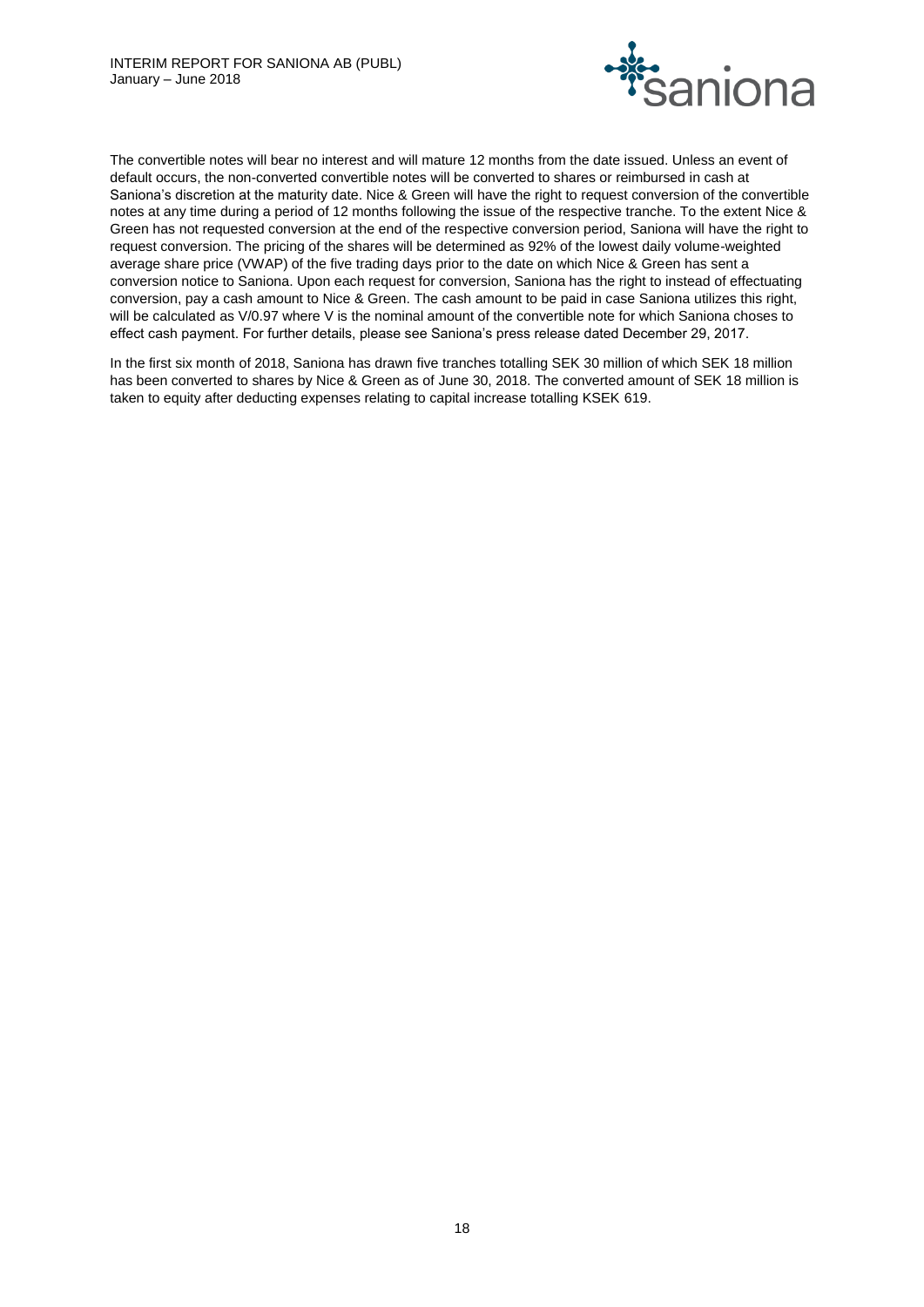The convertible notes will bear no interest and will mature 12 months from the date issued. Unless an event of default occurs, the non-converted convertible notes will be converted to shares or reimbursed in cash at Saniona's discretion at the maturity date. Nice & Green will have the right to request conversion of the convertible notes at any time during a period of 12 months following the issue of the respective tranche. To the extent Nice & Green has not requested conversion at the end of the respective conversion period, Saniona will have the right to request conversion. The pricing of the shares will be determined as 92% of the lowest daily volume-weighted average share price (VWAP) of the five trading days prior to the date on which Nice & Green has sent a conversion notice to Saniona. Upon each request for conversion, Saniona has the right to instead of effectuating conversion, pay a cash amount to Nice & Green. The cash amount to be paid in case Saniona utilizes this right, will be calculated as $V/0.97$ where $V$ is the nominal amount of the convertible note for which Saniona choses to effect cash payment. For further details, please see Saniona's press release dated December 29, 2017.

In the first six month of 2018, Saniona has drawn five tranches totalling SEK 30 million of which SEK 18 million has been converted to shares by Nice & Green as of June 30, 2018. The converted amount of SEK 18 million is taken to equity after deducting expenses relating to capital increase totalling KSEK 619.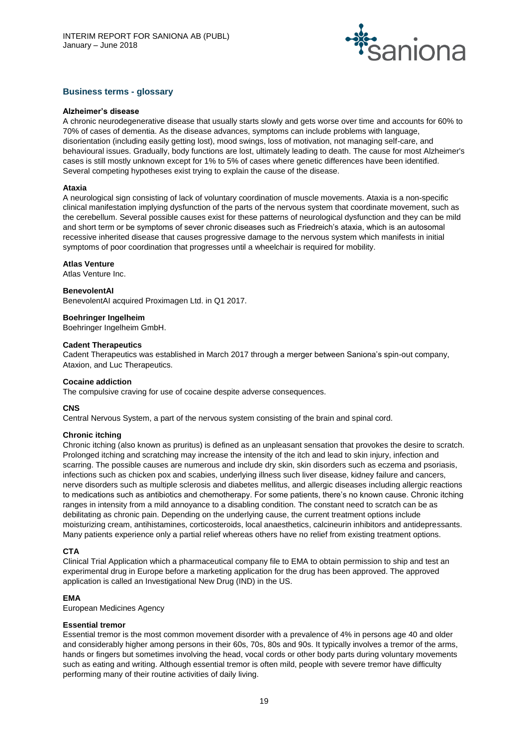## Business terms - glossary

**Alzheimer's disease**
A chronic neurodegenerative disease that usually starts slowly and gets worse over time and accounts for 60% to 70% of cases of dementia. As the disease advances, symptoms can include problems with language, disorientation (including easily getting lost), mood swings, loss of motivation, not managing self-care, and behavioural issues. Gradually, body functions are lost, ultimately leading to death. The cause for most Alzheimer's cases is still mostly unknown except for 1% to 5% of cases where genetic differences have been identified. Several competing hypotheses exist trying to explain the cause of the disease.

**Ataxia**
A neurological sign consisting of lack of voluntary coordination of muscle movements. Ataxia is a non-specific clinical manifestation implying dysfunction of the parts of the nervous system that coordinate movement, such as the cerebellum. Several possible causes exist for these patterns of neurological dysfunction and they can be mild and short term or be symptoms of sever chronic diseases such as Friedreich's ataxia, which is an autosomal recessive inherited disease that causes progressive damage to the nervous system which manifests in initial symptoms of poor coordination that progresses until a wheelchair is required for mobility.

**Atlas Venture**
Atlas Venture Inc.

**BenevolentAI**
BenevolentAI acquired Proximagen Ltd. in Q1 2017.

**Boehringer Ingelheim**
Boehringer Ingelheim GmbH.

**Cadent Therapeutics**
Cadent Therapeutics was established in March 2017 through a merger between Saniona's spin-out company, Ataxion, and Luc Therapeutics.

**Cocaine addiction**
The compulsive craving for use of cocaine despite adverse consequences.

**CNS**
Central Nervous System, a part of the nervous system consisting of the brain and spinal cord.

**Chronic itching**
Chronic itching (also known as pruritus) is defined as an unpleasant sensation that provokes the desire to scratch. Prolonged itching and scratching may increase the intensity of the itch and lead to skin injury, infection and scarring. The possible causes are numerous and include dry skin, skin disorders such as eczema and psoriasis, infections such as chicken pox and scabies, underlying illness such liver disease, kidney failure and cancers, nerve disorders such as multiple sclerosis and diabetes mellitus, and allergic diseases including allergic reactions to medications such as antibiotics and chemotherapy. For some patients, there's no known cause. Chronic itching ranges in intensity from a mild annoyance to a disabling condition. The constant need to scratch can be as debilitating as chronic pain. Depending on the underlying cause, the current treatment options include moisturizing cream, antihistamines, corticosteroids, local anaesthetics, calcineurin inhibitors and antidepressants. Many patients experience only a partial relief whereas others have no relief from existing treatment options.

**CTA**
Clinical Trial Application which a pharmaceutical company file to EMA to obtain permission to ship and test an experimental drug in Europe before a marketing application for the drug has been approved. The approved application is called an Investigational New Drug (IND) in the US.

**EMA**
European Medicines Agency

**Essential tremor**
Essential tremor is the most common movement disorder with a prevalence of 4% in persons age 40 and older and considerably higher among persons in their 60s, 70s, 80s and 90s. It typically involves a tremor of the arms, hands or fingers but sometimes involving the head, vocal cords or other body parts during voluntary movements such as eating and writing. Although essential tremor is often mild, people with severe tremor have difficulty performing many of their routine activities of daily living.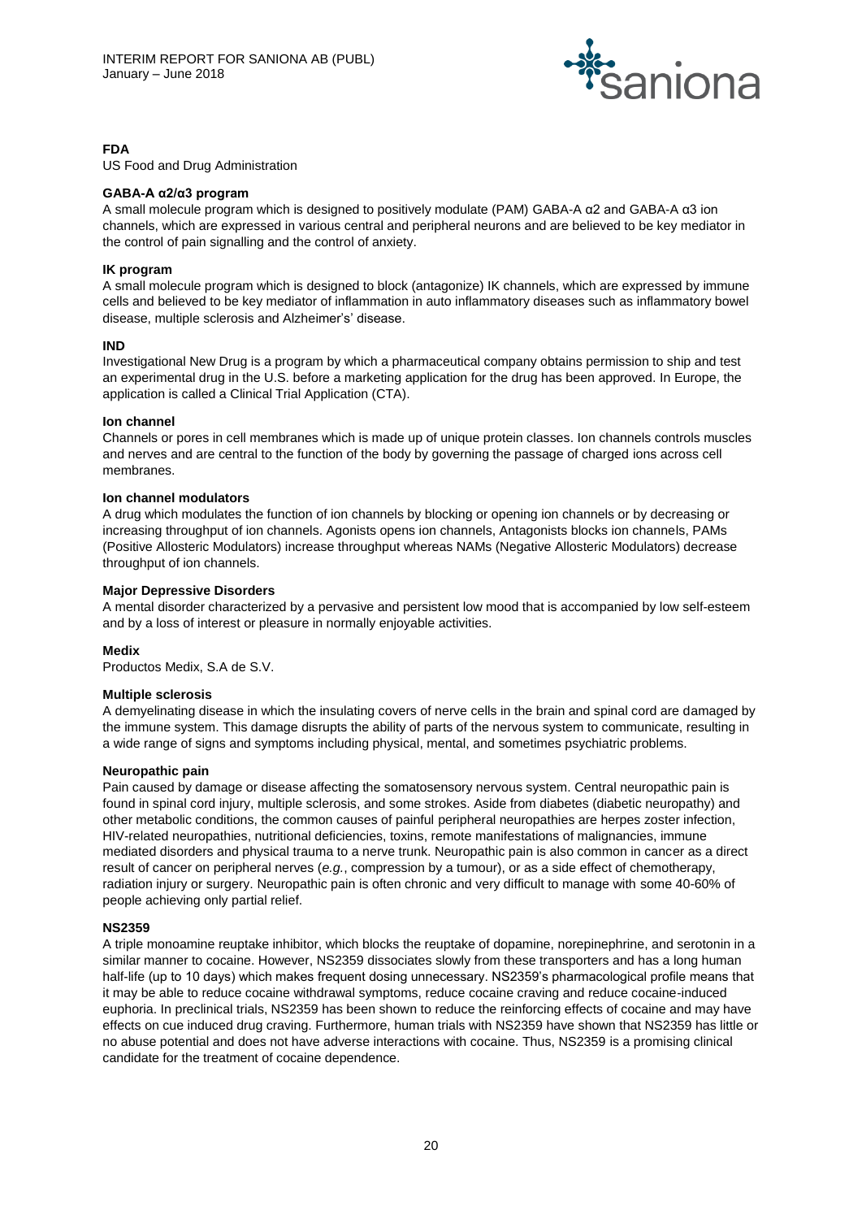**FDA**
US Food and Drug Administration

**GABA-A α2/α3 program**
A small molecule program which is designed to positively modulate (PAM) GABA-A α2 and GABA-A α3 ion channels, which are expressed in various central and peripheral neurons and are believed to be key mediator in the control of pain signalling and the control of anxiety.

**IK program**
A small molecule program which is designed to block (antagonize) IK channels, which are expressed by immune cells and believed to be key mediator of inflammation in auto inflammatory diseases such as inflammatory bowel disease, multiple sclerosis and Alzheimer's' disease.

**IND**
Investigational New Drug is a program by which a pharmaceutical company obtains permission to ship and test an experimental drug in the U.S. before a marketing application for the drug has been approved. In Europe, the application is called a Clinical Trial Application (CTA).

**Ion channel**
Channels or pores in cell membranes which is made up of unique protein classes. Ion channels controls muscles and nerves and are central to the function of the body by governing the passage of charged ions across cell membranes.

**Ion channel modulators**
A drug which modulates the function of ion channels by blocking or opening ion channels or by decreasing or increasing throughput of ion channels. Agonists opens ion channels, Antagonists blocks ion channels, PAMs (Positive Allosteric Modulators) increase throughput whereas NAMs (Negative Allosteric Modulators) decrease throughput of ion channels.

**Major Depressive Disorders**
A mental disorder characterized by a pervasive and persistent low mood that is accompanied by low self-esteem and by a loss of interest or pleasure in normally enjoyable activities.

**Medix**
Productos Medix, S.A de S.V.

**Multiple sclerosis**
A demyelinating disease in which the insulating covers of nerve cells in the brain and spinal cord are damaged by the immune system. This damage disrupts the ability of parts of the nervous system to communicate, resulting in a wide range of signs and symptoms including physical, mental, and sometimes psychiatric problems.

**Neuropathic pain**
Pain caused by damage or disease affecting the somatosensory nervous system. Central neuropathic pain is found in spinal cord injury, multiple sclerosis, and some strokes. Aside from diabetes (diabetic neuropathy) and other metabolic conditions, the common causes of painful peripheral neuropathies are herpes zoster infection, HIV-related neuropathies, nutritional deficiencies, toxins, remote manifestations of malignancies, immune mediated disorders and physical trauma to a nerve trunk. Neuropathic pain is also common in cancer as a direct result of cancer on peripheral nerves (*e.g.*, compression by a tumour), or as a side effect of chemotherapy, radiation injury or surgery. Neuropathic pain is often chronic and very difficult to manage with some 40-60% of people achieving only partial relief.

**NS2359**
A triple monoamine reuptake inhibitor, which blocks the reuptake of dopamine, norepinephrine, and serotonin in a similar manner to cocaine. However, NS2359 dissociates slowly from these transporters and has a long human half-life (up to 10 days) which makes frequent dosing unnecessary. NS2359's pharmacological profile means that it may be able to reduce cocaine withdrawal symptoms, reduce cocaine craving and reduce cocaine-induced euphoria. In preclinical trials, NS2359 has been shown to reduce the reinforcing effects of cocaine and may have effects on cue induced drug craving. Furthermore, human trials with NS2359 have shown that NS2359 has little or no abuse potential and does not have adverse interactions with cocaine. Thus, NS2359 is a promising clinical candidate for the treatment of cocaine dependence.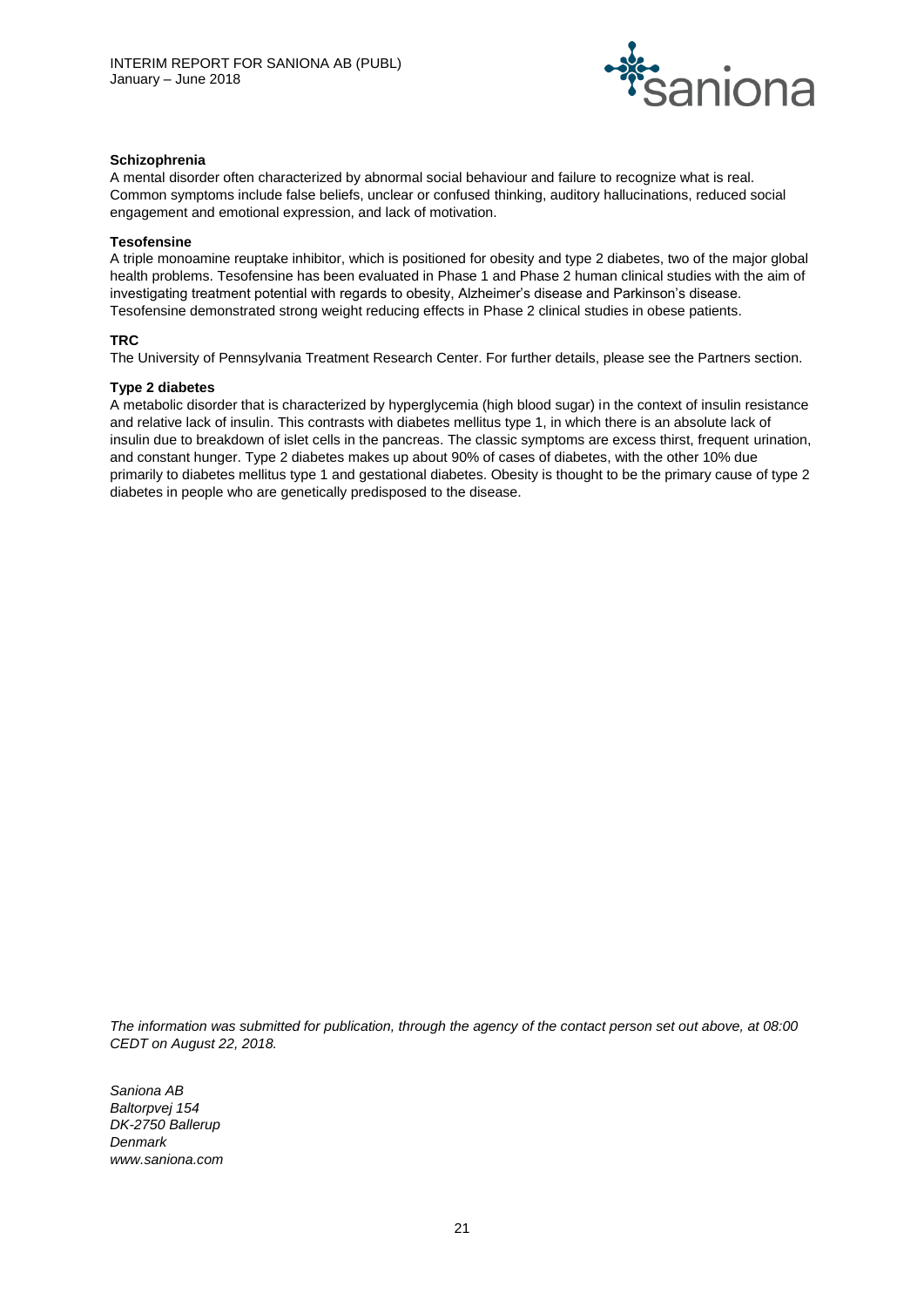**Schizophrenia**

A mental disorder often characterized by abnormal social behaviour and failure to recognize what is real. Common symptoms include false beliefs, unclear or confused thinking, auditory hallucinations, reduced social engagement and emotional expression, and lack of motivation.

**Tesofensine**

A triple monoamine reuptake inhibitor, which is positioned for obesity and type 2 diabetes, two of the major global health problems. Tesofensine has been evaluated in Phase 1 and Phase 2 human clinical studies with the aim of investigating treatment potential with regards to obesity, Alzheimer's disease and Parkinson's disease. Tesofensine demonstrated strong weight reducing effects in Phase 2 clinical studies in obese patients.

**TRC**

The University of Pennsylvania Treatment Research Center. For further details, please see the Partners section.

**Type 2 diabetes**

A metabolic disorder that is characterized by hyperglycemia (high blood sugar) in the context of insulin resistance and relative lack of insulin. This contrasts with diabetes mellitus type 1, in which there is an absolute lack of insulin due to breakdown of islet cells in the pancreas. The classic symptoms are excess thirst, frequent urination, and constant hunger. Type 2 diabetes makes up about 90% of cases of diabetes, with the other 10% due primarily to diabetes mellitus type 1 and gestational diabetes. Obesity is thought to be the primary cause of type 2 diabetes in people who are genetically predisposed to the disease.

*The information was submitted for publication, through the agency of the contact person set out above, at 08:00 CEDT on August 22, 2018.*

*Saniona AB*
*Baltorpvej 154*
*DK-2750 Ballerup*
*Denmark*
*www.saniona.com*